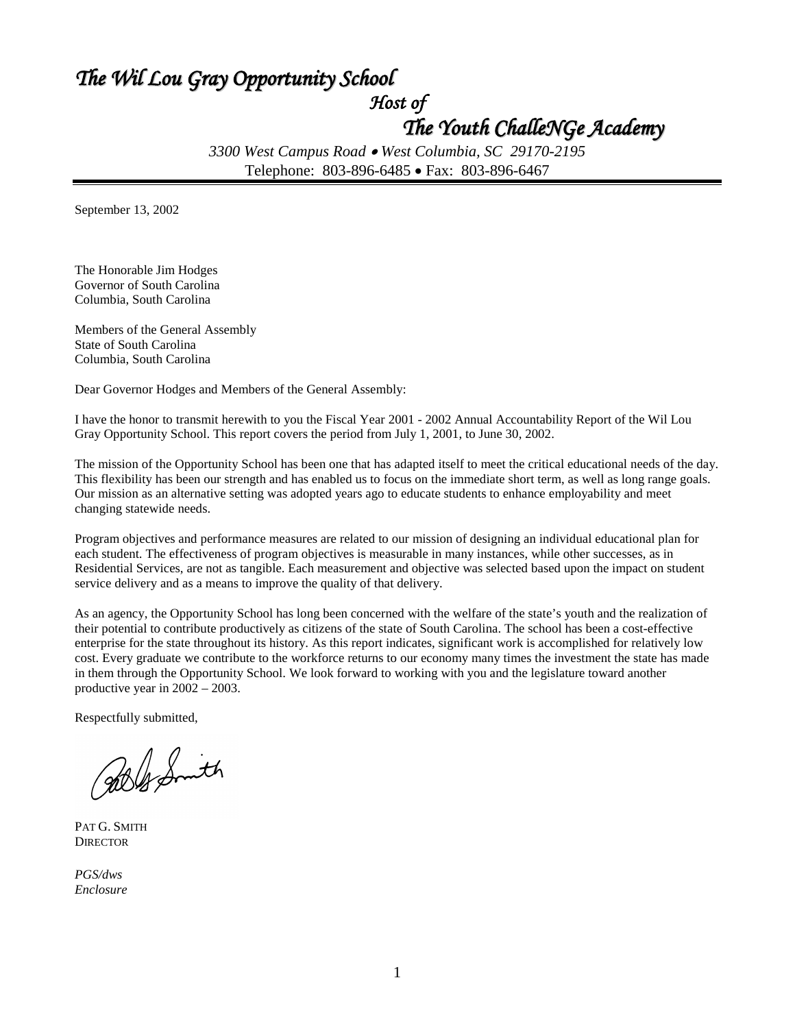# *The Wil Lou Gray Opportunity School*

## *Host of*

## *The Youth ChalleNGe Academy*

*3300 West Campus Road • West Columbia, SC 29170-2195*
Telephone: 803-896-6485 • Fax: 803-896-6467

---

September 13, 2002

The Honorable Jim Hodges
Governor of South Carolina
Columbia, South Carolina

Members of the General Assembly
State of South Carolina
Columbia, South Carolina

Dear Governor Hodges and Members of the General Assembly:

I have the honor to transmit herewith to you the Fiscal Year 2001 - 2002 Annual Accountability Report of the Wil Lou Gray Opportunity School. This report covers the period from July 1, 2001, to June 30, 2002.

The mission of the Opportunity School has been one that has adapted itself to meet the critical educational needs of the day. This flexibility has been our strength and has enabled us to focus on the immediate short term, as well as long range goals. Our mission as an alternative setting was adopted years ago to educate students to enhance employability and meet changing statewide needs.

Program objectives and performance measures are related to our mission of designing an individual educational plan for each student. The effectiveness of program objectives is measurable in many instances, while other successes, as in Residential Services, are not as tangible. Each measurement and objective was selected based upon the impact on student service delivery and as a means to improve the quality of that delivery.

As an agency, the Opportunity School has long been concerned with the welfare of the state's youth and the realization of their potential to contribute productively as citizens of the state of South Carolina. The school has been a cost-effective enterprise for the state throughout its history. As this report indicates, significant work is accomplished for relatively low cost. Every graduate we contribute to the workforce returns to our economy many times the investment the state has made in them through the Opportunity School. We look forward to working with you and the legislature toward another productive year in 2002 – 2003.

Respectfully submitted,

PAT G. SMITH
DIRECTOR

*PGS/dws*
*Enclosure*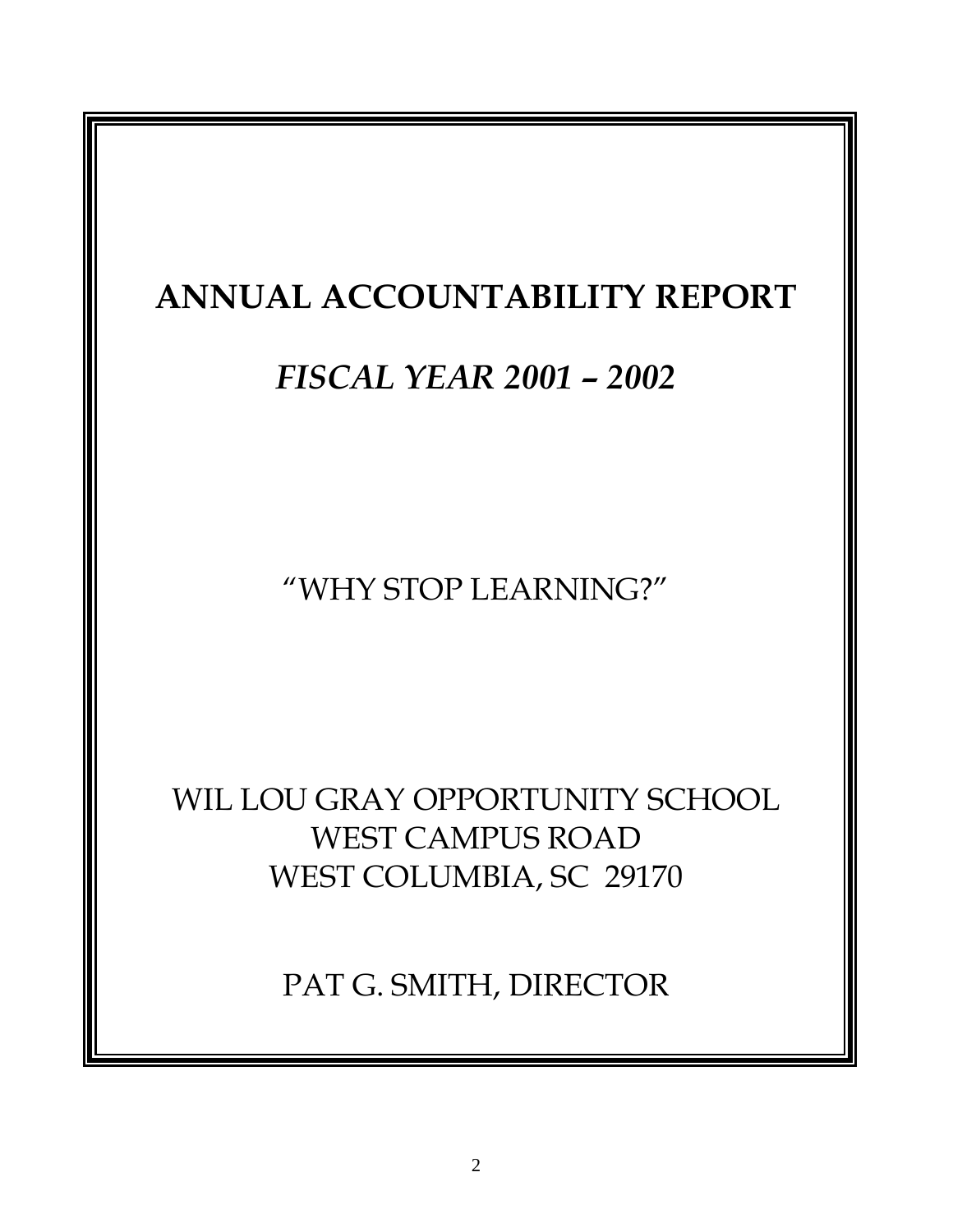# ANNUAL ACCOUNTABILITY REPORT

## *FISCAL YEAR 2001 – 2002*

"WHY STOP LEARNING?"

WIL LOU GRAY OPPORTUNITY SCHOOL
WEST CAMPUS ROAD
WEST COLUMBIA, SC 29170

PAT G. SMITH, DIRECTOR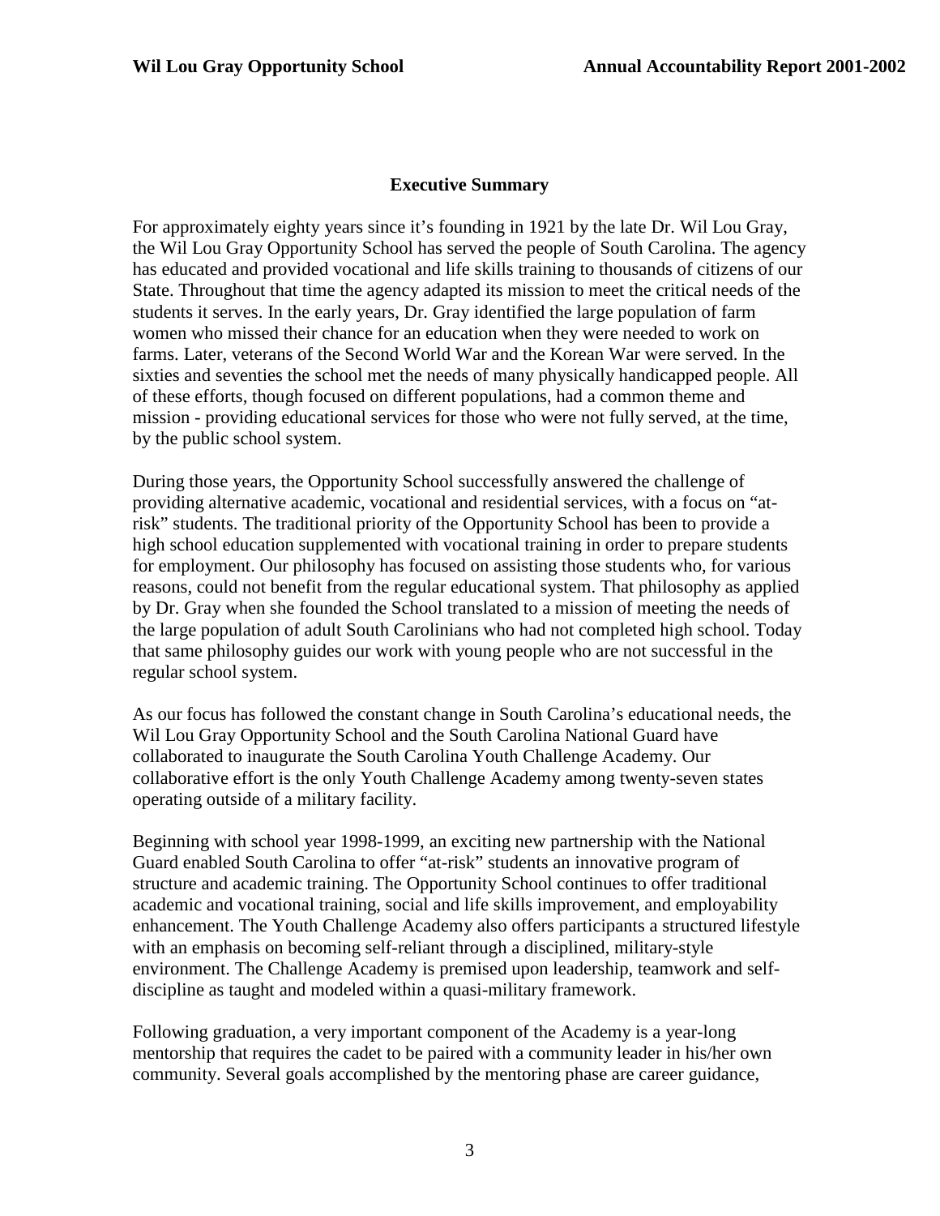## Executive Summary

For approximately eighty years since it's founding in 1921 by the late Dr. Wil Lou Gray, the Wil Lou Gray Opportunity School has served the people of South Carolina. The agency has educated and provided vocational and life skills training to thousands of citizens of our State. Throughout that time the agency adapted its mission to meet the critical needs of the students it serves. In the early years, Dr. Gray identified the large population of farm women who missed their chance for an education when they were needed to work on farms. Later, veterans of the Second World War and the Korean War were served. In the sixties and seventies the school met the needs of many physically handicapped people. All of these efforts, though focused on different populations, had a common theme and mission - providing educational services for those who were not fully served, at the time, by the public school system.

During those years, the Opportunity School successfully answered the challenge of providing alternative academic, vocational and residential services, with a focus on "at-risk" students. The traditional priority of the Opportunity School has been to provide a high school education supplemented with vocational training in order to prepare students for employment. Our philosophy has focused on assisting those students who, for various reasons, could not benefit from the regular educational system. That philosophy as applied by Dr. Gray when she founded the School translated to a mission of meeting the needs of the large population of adult South Carolinians who had not completed high school. Today that same philosophy guides our work with young people who are not successful in the regular school system.

As our focus has followed the constant change in South Carolina's educational needs, the Wil Lou Gray Opportunity School and the South Carolina National Guard have collaborated to inaugurate the South Carolina Youth Challenge Academy. Our collaborative effort is the only Youth Challenge Academy among twenty-seven states operating outside of a military facility.

Beginning with school year 1998-1999, an exciting new partnership with the National Guard enabled South Carolina to offer "at-risk" students an innovative program of structure and academic training. The Opportunity School continues to offer traditional academic and vocational training, social and life skills improvement, and employability enhancement. The Youth Challenge Academy also offers participants a structured lifestyle with an emphasis on becoming self-reliant through a disciplined, military-style environment. The Challenge Academy is premised upon leadership, teamwork and self-discipline as taught and modeled within a quasi-military framework.

Following graduation, a very important component of the Academy is a year-long mentorship that requires the cadet to be paired with a community leader in his/her own community. Several goals accomplished by the mentoring phase are career guidance,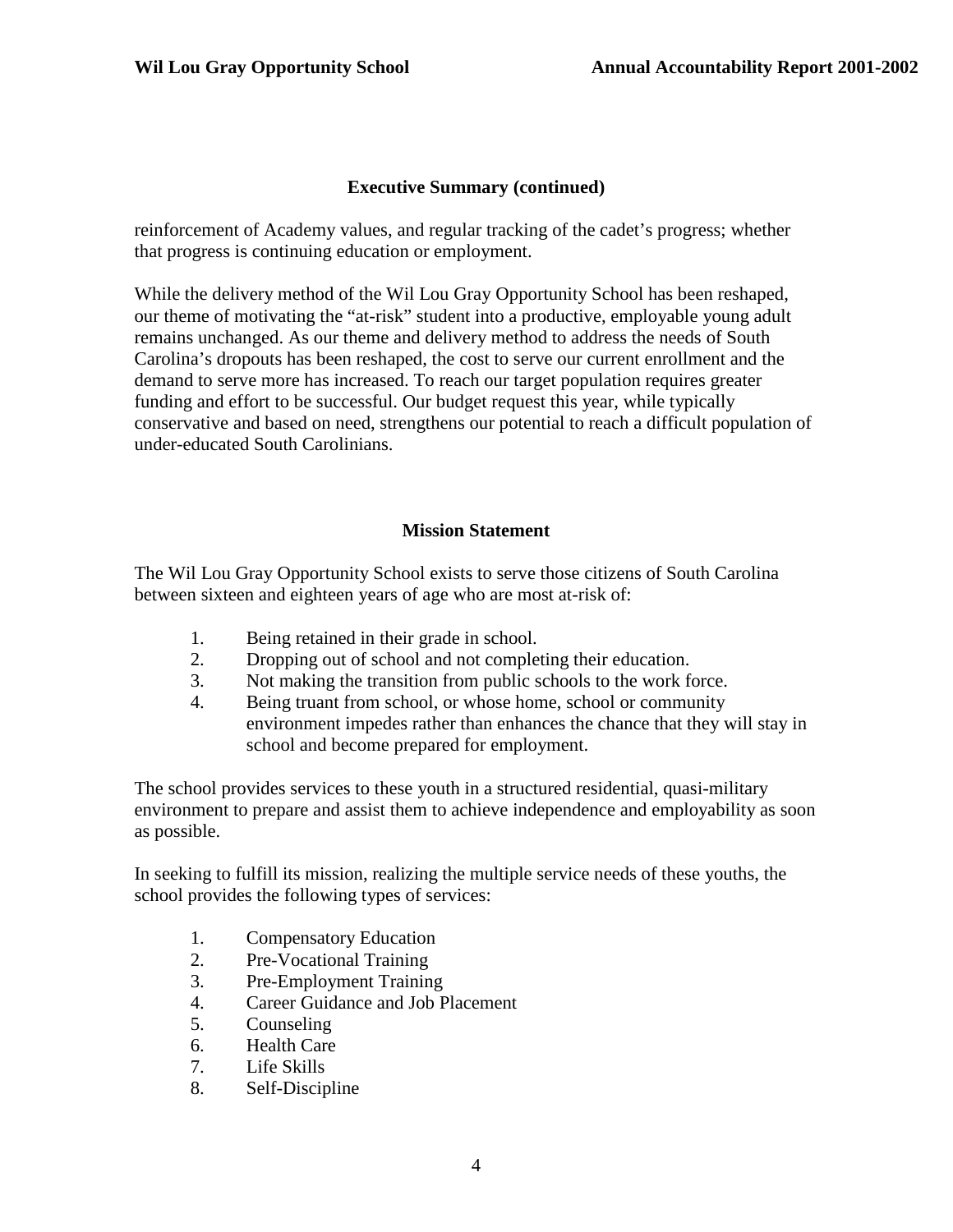## Executive Summary (continued)

reinforcement of Academy values, and regular tracking of the cadet's progress; whether that progress is continuing education or employment.

While the delivery method of the Wil Lou Gray Opportunity School has been reshaped, our theme of motivating the "at-risk" student into a productive, employable young adult remains unchanged. As our theme and delivery method to address the needs of South Carolina's dropouts has been reshaped, the cost to serve our current enrollment and the demand to serve more has increased. To reach our target population requires greater funding and effort to be successful. Our budget request this year, while typically conservative and based on need, strengthens our potential to reach a difficult population of under-educated South Carolinians.

## Mission Statement

The Wil Lou Gray Opportunity School exists to serve those citizens of South Carolina between sixteen and eighteen years of age who are most at-risk of:

1. Being retained in their grade in school.
2. Dropping out of school and not completing their education.
3. Not making the transition from public schools to the work force.
4. Being truant from school, or whose home, school or community environment impedes rather than enhances the chance that they will stay in school and become prepared for employment.

The school provides services to these youth in a structured residential, quasi-military environment to prepare and assist them to achieve independence and employability as soon as possible.

In seeking to fulfill its mission, realizing the multiple service needs of these youths, the school provides the following types of services:

1. Compensatory Education
2. Pre-Vocational Training
3. Pre-Employment Training
4. Career Guidance and Job Placement
5. Counseling
6. Health Care
7. Life Skills
8. Self-Discipline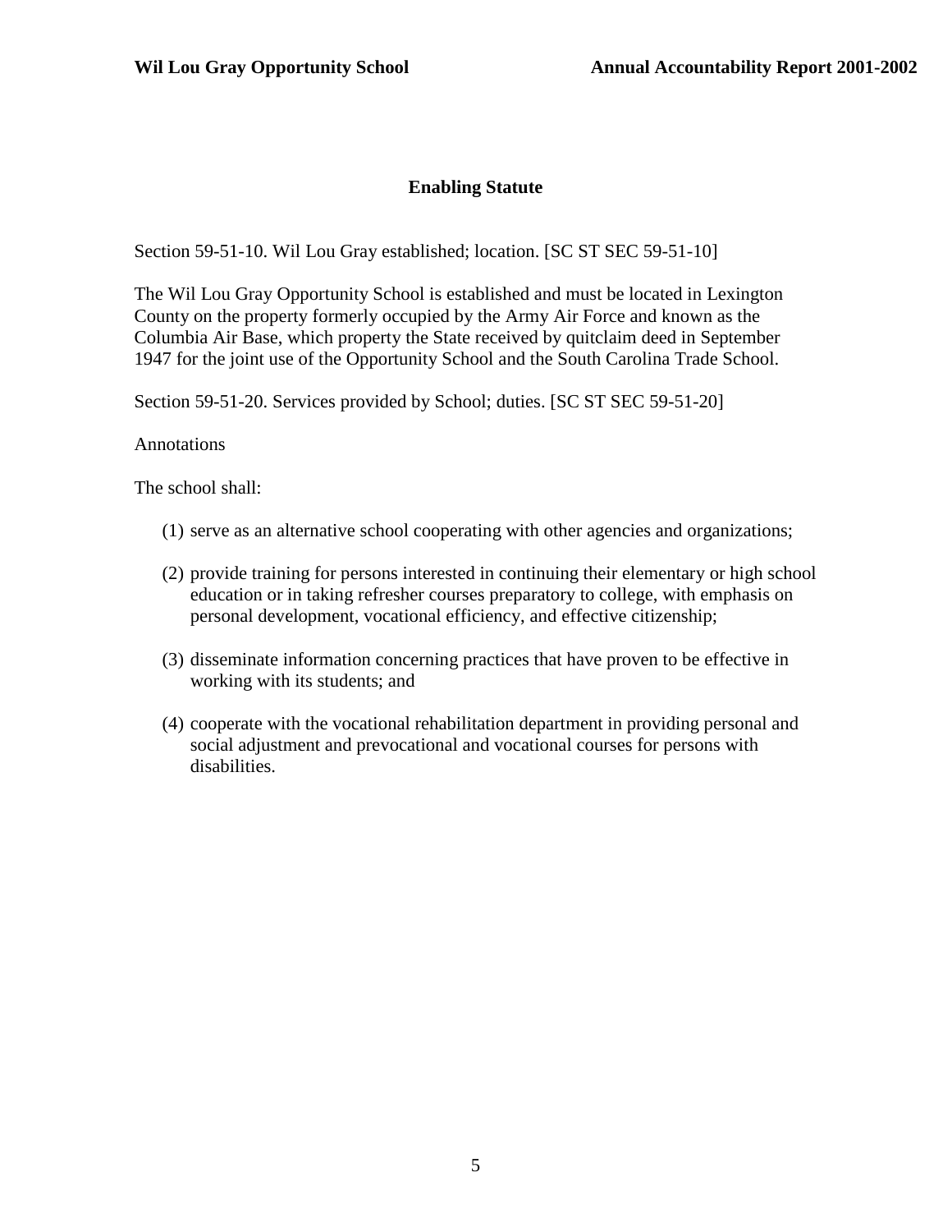# Enabling Statute

Section 59-51-10. Wil Lou Gray established; location. [SC ST SEC 59-51-10]

The Wil Lou Gray Opportunity School is established and must be located in Lexington County on the property formerly occupied by the Army Air Force and known as the Columbia Air Base, which property the State received by quitclaim deed in September 1947 for the joint use of the Opportunity School and the South Carolina Trade School.

Section 59-51-20. Services provided by School; duties. [SC ST SEC 59-51-20]

Annotations

The school shall:

(1) serve as an alternative school cooperating with other agencies and organizations;

(2) provide training for persons interested in continuing their elementary or high school education or in taking refresher courses preparatory to college, with emphasis on personal development, vocational efficiency, and effective citizenship;

(3) disseminate information concerning practices that have proven to be effective in working with its students; and

(4) cooperate with the vocational rehabilitation department in providing personal and social adjustment and prevocational and vocational courses for persons with disabilities.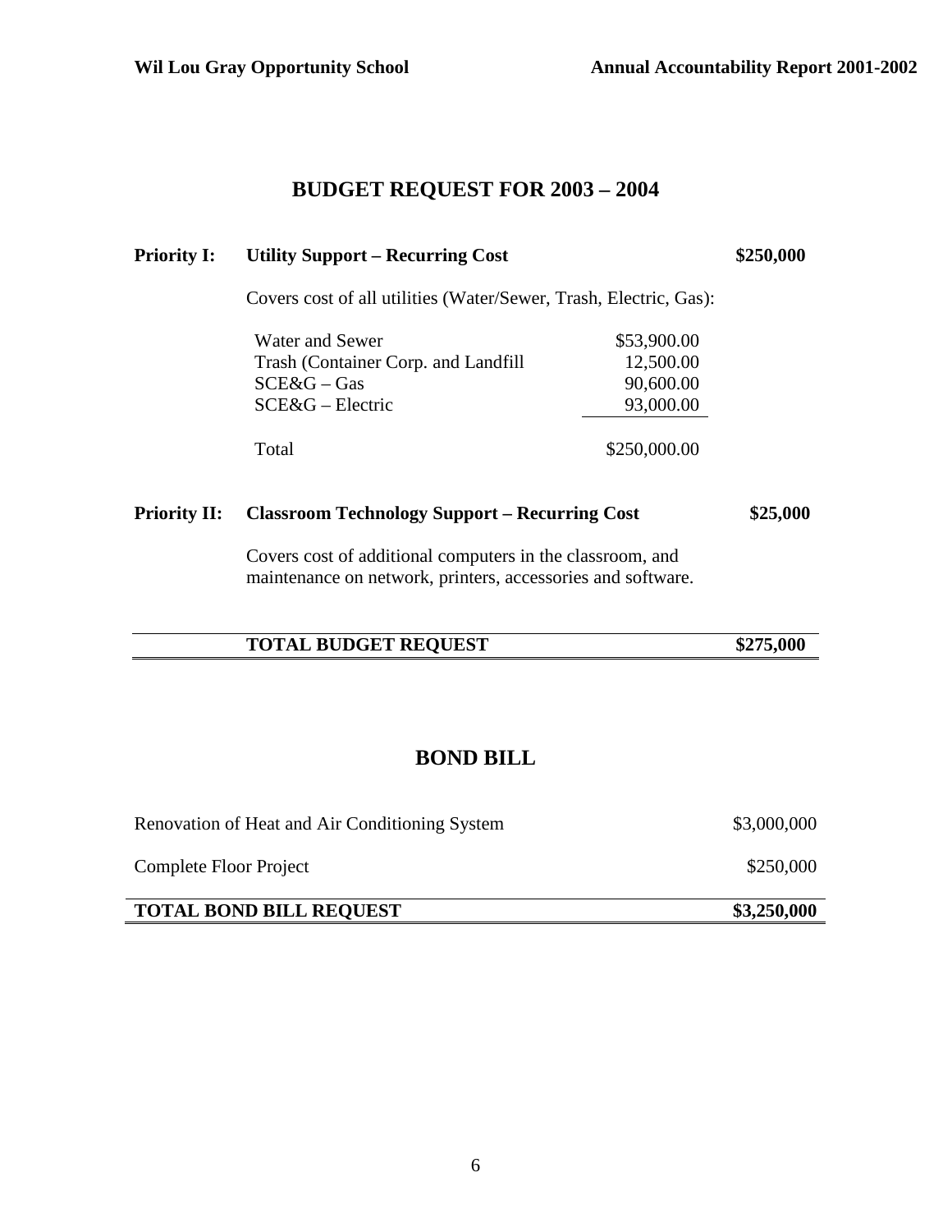# BUDGET REQUEST FOR 2003 – 2004

**Priority I: Utility Support – Recurring Cost** **$250,000**

Covers cost of all utilities (Water/Sewer, Trash, Electric, Gas):

| | |
|---|---|
| Water and Sewer | $53,900.00 |
| Trash (Container Corp. and Landfill | 12,500.00 |
| SCE&G – Gas | 90,600.00 |
| SCE&G – Electric | 93,000.00 |
| Total | $250,000.00 |

**Priority II: Classroom Technology Support – Recurring Cost** **$25,000**

Covers cost of additional computers in the classroom, and maintenance on network, printers, accessories and software.

**TOTAL BUDGET REQUEST** **$275,000**

# BOND BILL

| | |
|---|---|
| Renovation of Heat and Air Conditioning System | $3,000,000 |
| Complete Floor Project | $250,000 |
| **TOTAL BOND BILL REQUEST** | **$3,250,000** |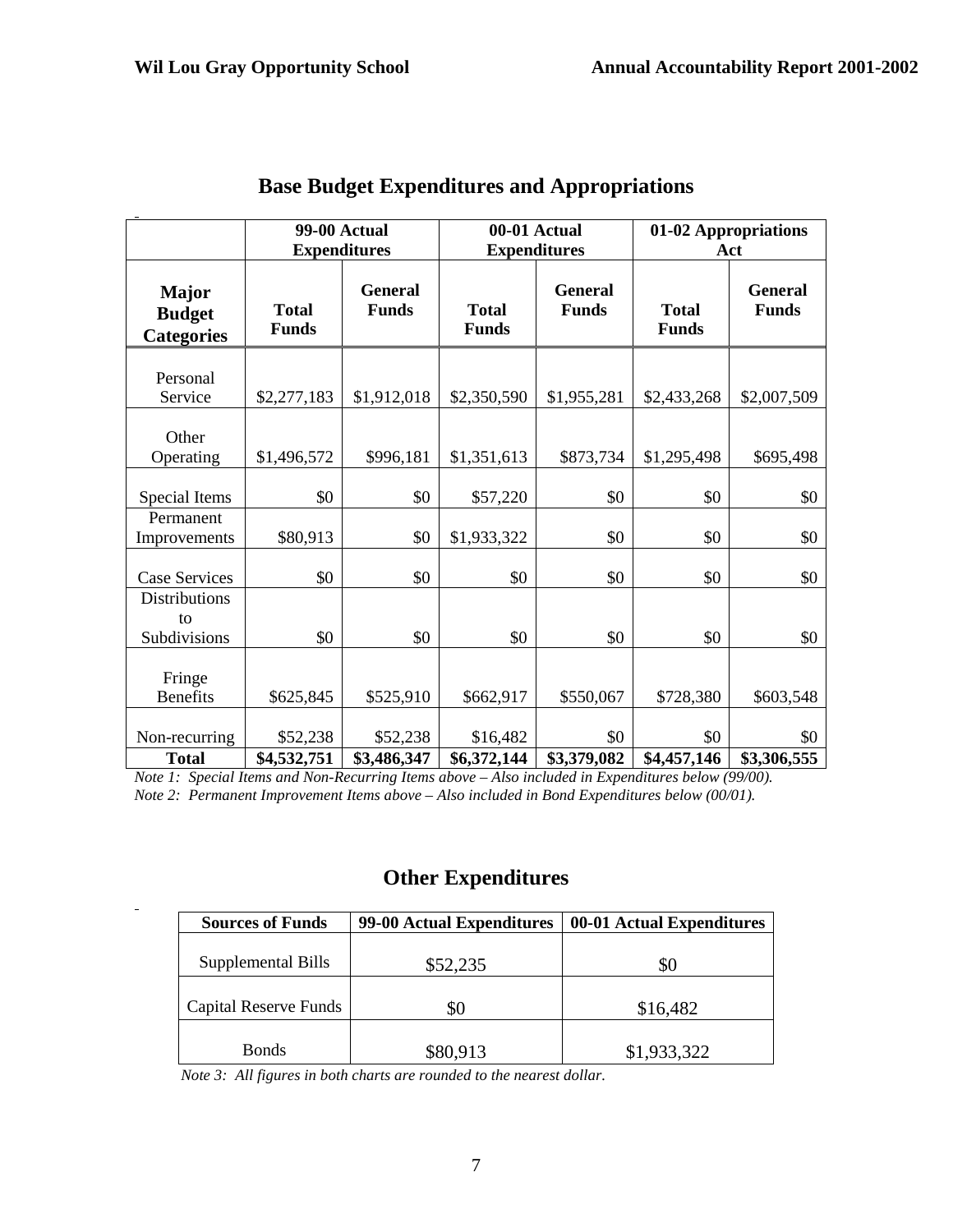## Base Budget Expenditures and Appropriations

| | 99-00 Actual Expenditures | | 00-01 Actual Expenditures | | 01-02 Appropriations Act | |
|---|---|---|---|---|---|---|
| **Major Budget Categories** | **Total Funds** | **General Funds** | **Total Funds** | **General Funds** | **Total Funds** | **General Funds** |
| Personal Service | $2,277,183 | $1,912,018 | $2,350,590 | $1,955,281 | $2,433,268 | $2,007,509 |
| Other Operating | $1,496,572 | $996,181 | $1,351,613 | $873,734 | $1,295,498 | $695,498 |
| Special Items | $0 | $0 | $57,220 | $0 | $0 | $0 |
| Permanent Improvements | $80,913 | $0 | $1,933,322 | $0 | $0 | $0 |
| Case Services | $0 | $0 | $0 | $0 | $0 | $0 |
| Distributions to Subdivisions | $0 | $0 | $0 | $0 | $0 | $0 |
| Fringe Benefits | $625,845 | $525,910 | $662,917 | $550,067 | $728,380 | $603,548 |
| Non-recurring | $52,238 | $52,238 | $16,482 | $0 | $0 | $0 |
| **Total** | **$4,532,751** | **$3,486,347** | **$6,372,144** | **$3,379,082** | **$4,457,146** | **$3,306,555** |

*Note 1: Special Items and Non-Recurring Items above – Also included in Expenditures below (99/00).*
*Note 2: Permanent Improvement Items above – Also included in Bond Expenditures below (00/01).*

## Other Expenditures

| Sources of Funds | 99-00 Actual Expenditures | 00-01 Actual Expenditures |
|---|---|---|
| Supplemental Bills | $52,235 | $0 |
| Capital Reserve Funds | $0 | $16,482 |
| Bonds | $80,913 | $1,933,322 |

*Note 3: All figures in both charts are rounded to the nearest dollar.*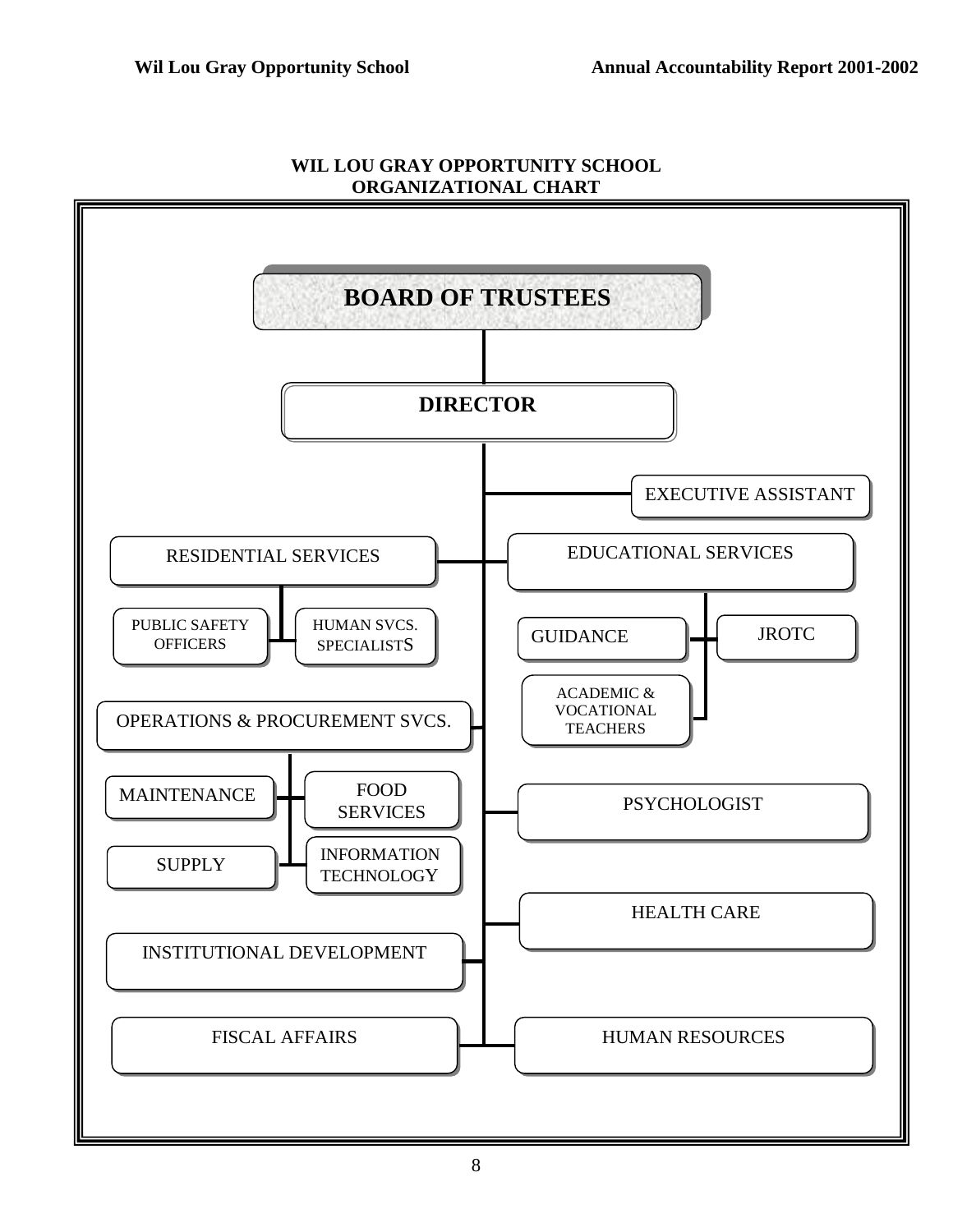# WIL LOU GRAY OPPORTUNITY SCHOOL ORGANIZATIONAL CHART

- **BOARD OF TRUSTEES**
  - **DIRECTOR**
    - EXECUTIVE ASSISTANT
    - RESIDENTIAL SERVICES
      - PUBLIC SAFETY OFFICERS
      - HUMAN SVCS. SPECIALISTS
    - EDUCATIONAL SERVICES
      - GUIDANCE
      - JROTC
      - ACADEMIC & VOCATIONAL TEACHERS
    - OPERATIONS & PROCUREMENT SVCS.
      - MAINTENANCE
      - FOOD SERVICES
      - SUPPLY
      - INFORMATION TECHNOLOGY
    - PSYCHOLOGIST
    - HEALTH CARE
    - INSTITUTIONAL DEVELOPMENT
    - FISCAL AFFAIRS
    - HUMAN RESOURCES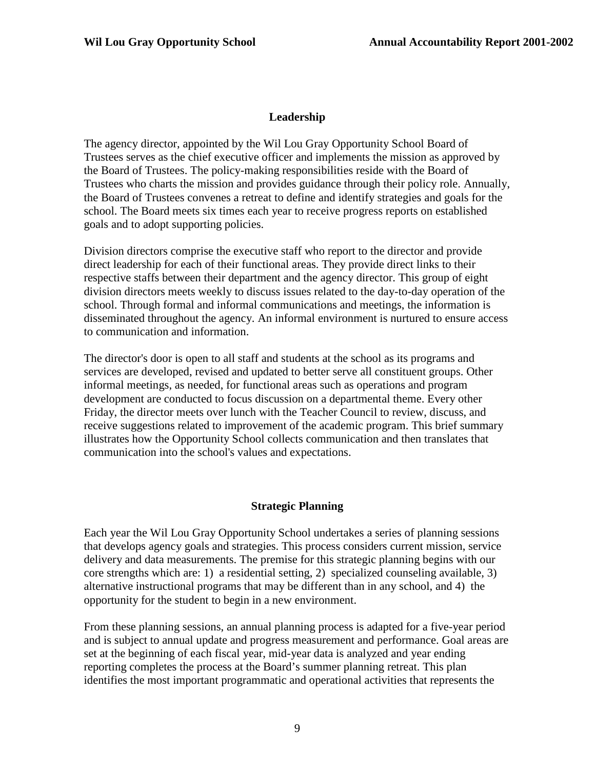## Leadership

The agency director, appointed by the Wil Lou Gray Opportunity School Board of Trustees serves as the chief executive officer and implements the mission as approved by the Board of Trustees. The policy-making responsibilities reside with the Board of Trustees who charts the mission and provides guidance through their policy role. Annually, the Board of Trustees convenes a retreat to define and identify strategies and goals for the school. The Board meets six times each year to receive progress reports on established goals and to adopt supporting policies.

Division directors comprise the executive staff who report to the director and provide direct leadership for each of their functional areas. They provide direct links to their respective staffs between their department and the agency director. This group of eight division directors meets weekly to discuss issues related to the day-to-day operation of the school. Through formal and informal communications and meetings, the information is disseminated throughout the agency. An informal environment is nurtured to ensure access to communication and information.

The director's door is open to all staff and students at the school as its programs and services are developed, revised and updated to better serve all constituent groups. Other informal meetings, as needed, for functional areas such as operations and program development are conducted to focus discussion on a departmental theme. Every other Friday, the director meets over lunch with the Teacher Council to review, discuss, and receive suggestions related to improvement of the academic program. This brief summary illustrates how the Opportunity School collects communication and then translates that communication into the school's values and expectations.

## Strategic Planning

Each year the Wil Lou Gray Opportunity School undertakes a series of planning sessions that develops agency goals and strategies. This process considers current mission, service delivery and data measurements. The premise for this strategic planning begins with our core strengths which are: 1) a residential setting, 2) specialized counseling available, 3) alternative instructional programs that may be different than in any school, and 4) the opportunity for the student to begin in a new environment.

From these planning sessions, an annual planning process is adapted for a five-year period and is subject to annual update and progress measurement and performance. Goal areas are set at the beginning of each fiscal year, mid-year data is analyzed and year ending reporting completes the process at the Board's summer planning retreat. This plan identifies the most important programmatic and operational activities that represents the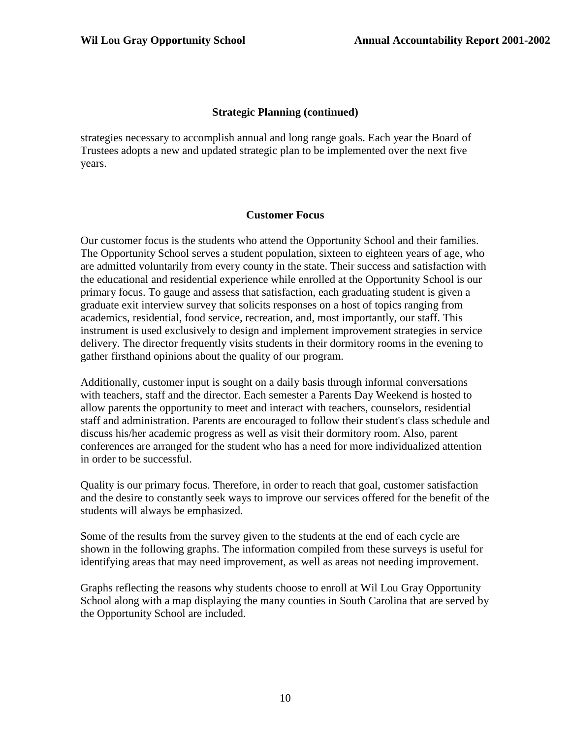## Strategic Planning (continued)

strategies necessary to accomplish annual and long range goals. Each year the Board of Trustees adopts a new and updated strategic plan to be implemented over the next five years.

## Customer Focus

Our customer focus is the students who attend the Opportunity School and their families. The Opportunity School serves a student population, sixteen to eighteen years of age, who are admitted voluntarily from every county in the state. Their success and satisfaction with the educational and residential experience while enrolled at the Opportunity School is our primary focus. To gauge and assess that satisfaction, each graduating student is given a graduate exit interview survey that solicits responses on a host of topics ranging from academics, residential, food service, recreation, and, most importantly, our staff. This instrument is used exclusively to design and implement improvement strategies in service delivery. The director frequently visits students in their dormitory rooms in the evening to gather firsthand opinions about the quality of our program.

Additionally, customer input is sought on a daily basis through informal conversations with teachers, staff and the director. Each semester a Parents Day Weekend is hosted to allow parents the opportunity to meet and interact with teachers, counselors, residential staff and administration. Parents are encouraged to follow their student's class schedule and discuss his/her academic progress as well as visit their dormitory room. Also, parent conferences are arranged for the student who has a need for more individualized attention in order to be successful.

Quality is our primary focus. Therefore, in order to reach that goal, customer satisfaction and the desire to constantly seek ways to improve our services offered for the benefit of the students will always be emphasized.

Some of the results from the survey given to the students at the end of each cycle are shown in the following graphs. The information compiled from these surveys is useful for identifying areas that may need improvement, as well as areas not needing improvement.

Graphs reflecting the reasons why students choose to enroll at Wil Lou Gray Opportunity School along with a map displaying the many counties in South Carolina that are served by the Opportunity School are included.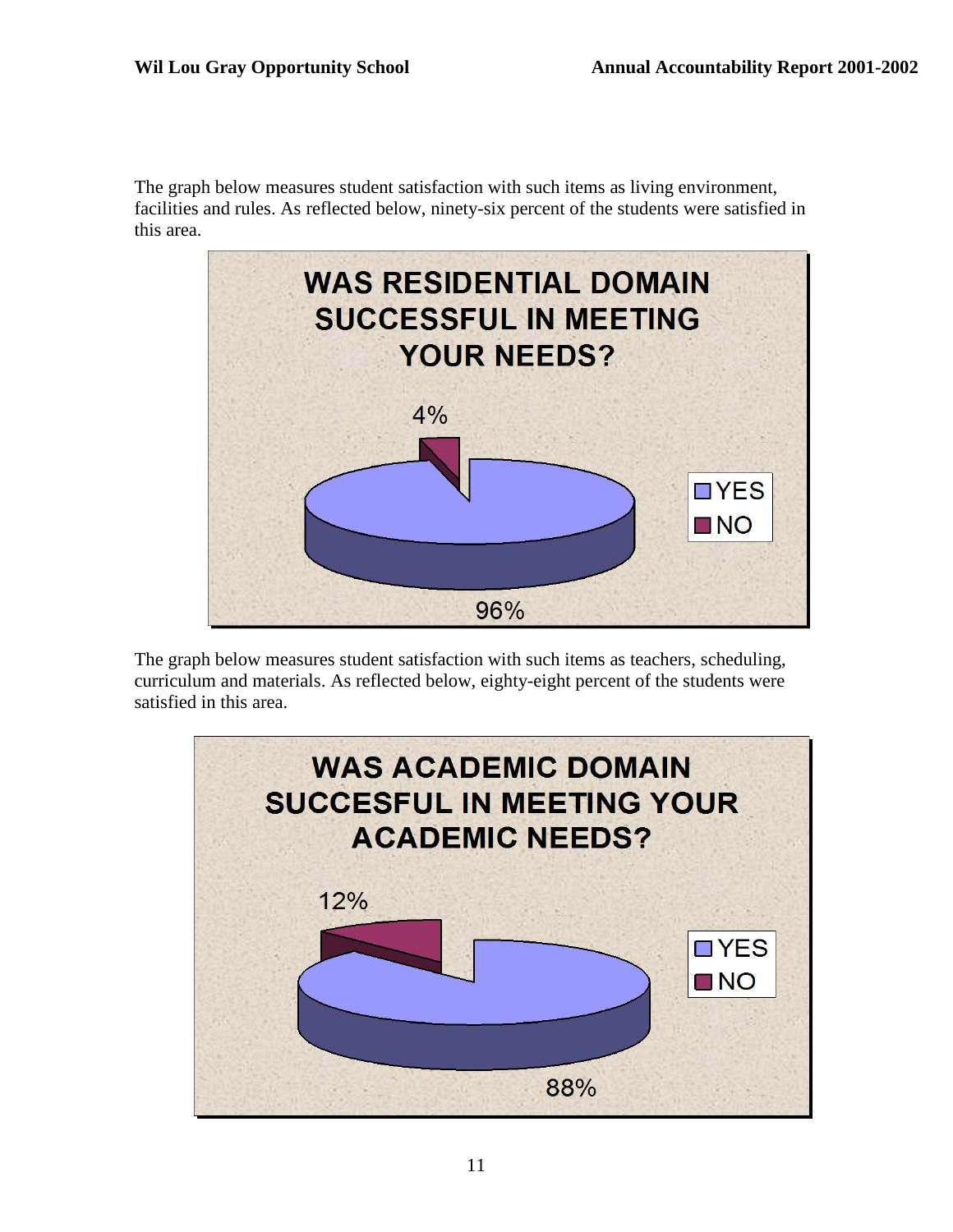The graph below measures student satisfaction with such items as living environment, facilities and rules. As reflected below, ninety-six percent of the students were satisfied in this area.

**WAS RESIDENTIAL DOMAIN SUCCESSFUL IN MEETING YOUR NEEDS?**

| Response | Percent |
| --- | --- |
| YES | 96% |
| NO | 4% |

The graph below measures student satisfaction with such items as teachers, scheduling, curriculum and materials. As reflected below, eighty-eight percent of the students were satisfied in this area.

**WAS ACADEMIC DOMAIN SUCCESFUL IN MEETING YOUR ACADEMIC NEEDS?**

| Response | Percent |
| --- | --- |
| YES | 88% |
| NO | 12% |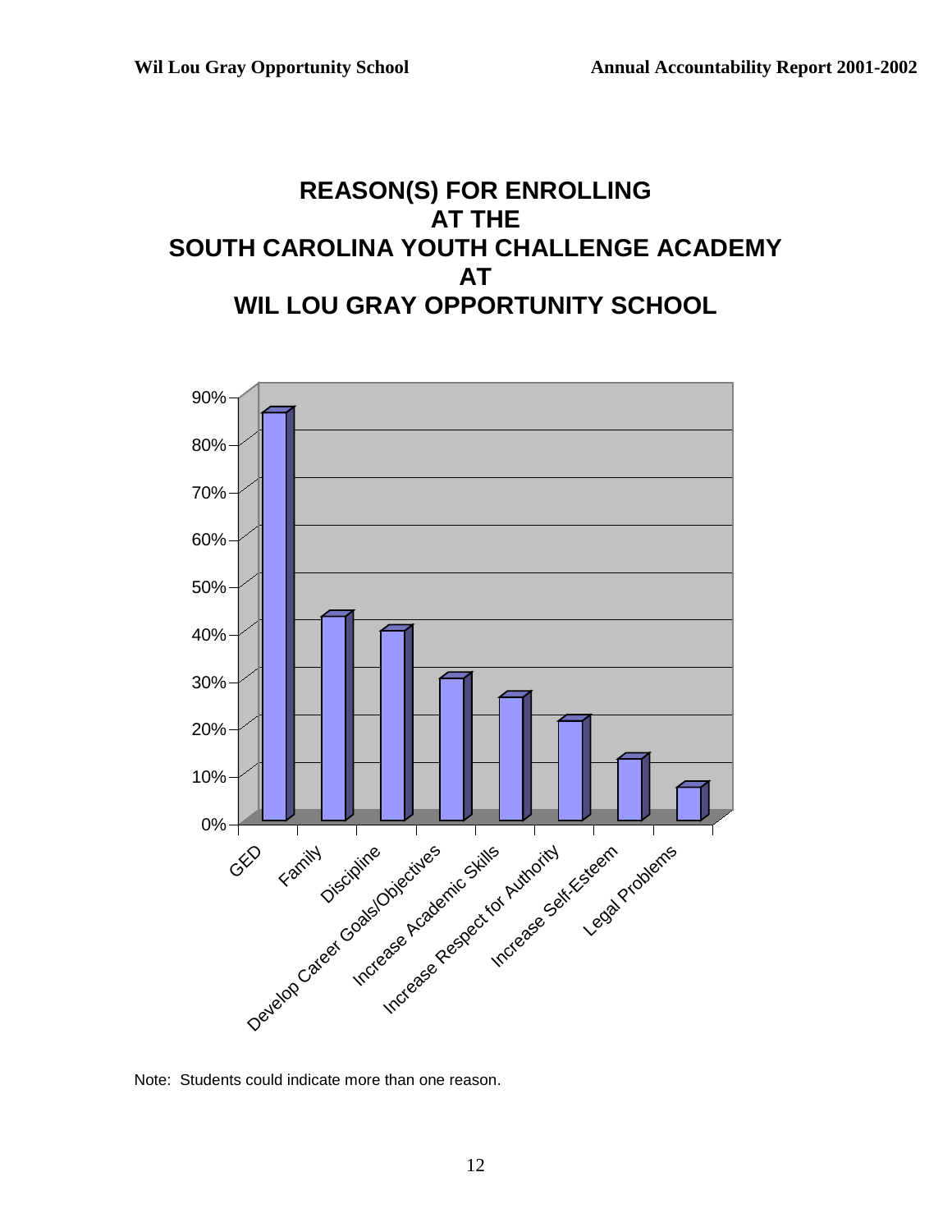# REASON(S) FOR ENROLLING AT THE SOUTH CAROLINA YOUTH CHALLENGE ACADEMY AT WIL LOU GRAY OPPORTUNITY SCHOOL

Note: Students could indicate more than one reason.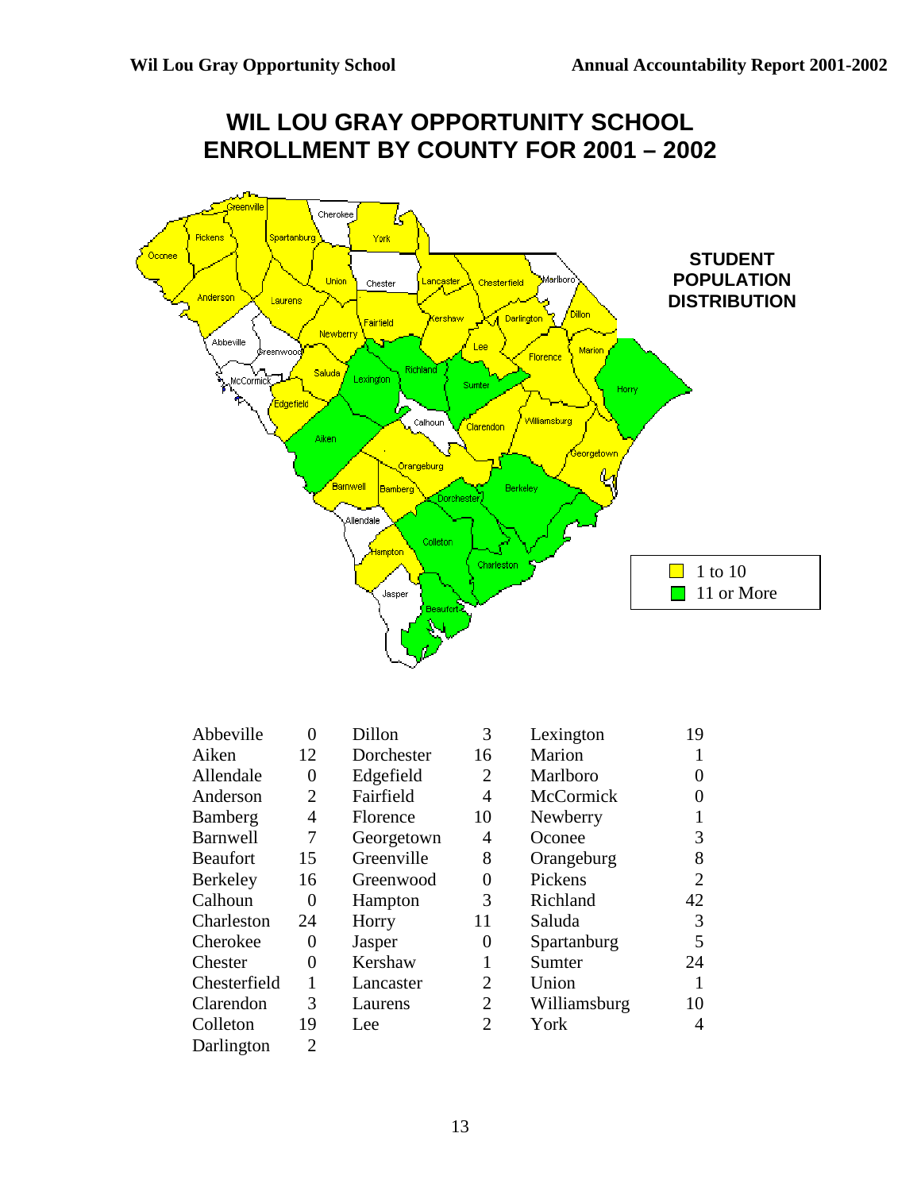# WIL LOU GRAY OPPORTUNITY SCHOOL ENROLLMENT BY COUNTY FOR 2001 – 2002

**STUDENT POPULATION DISTRIBUTION**

1 to 10
11 or More

| County | Count | County | Count | County | Count |
|---|---|---|---|---|---|
| Abbeville | 0 | Dillon | 3 | Lexington | 19 |
| Aiken | 12 | Dorchester | 16 | Marion | 1 |
| Allendale | 0 | Edgefield | 2 | Marlboro | 0 |
| Anderson | 2 | Fairfield | 4 | McCormick | 0 |
| Bamberg | 4 | Florence | 10 | Newberry | 1 |
| Barnwell | 7 | Georgetown | 4 | Oconee | 3 |
| Beaufort | 15 | Greenville | 8 | Orangeburg | 8 |
| Berkeley | 16 | Greenwood | 0 | Pickens | 2 |
| Calhoun | 0 | Hampton | 3 | Richland | 42 |
| Charleston | 24 | Horry | 11 | Saluda | 3 |
| Cherokee | 0 | Jasper | 0 | Spartanburg | 5 |
| Chester | 0 | Kershaw | 1 | Sumter | 24 |
| Chesterfield | 1 | Lancaster | 2 | Union | 1 |
| Clarendon | 3 | Laurens | 2 | Williamsburg | 10 |
| Colleton | 19 | Lee | 2 | York | 4 |
| Darlington | 2 | | | | |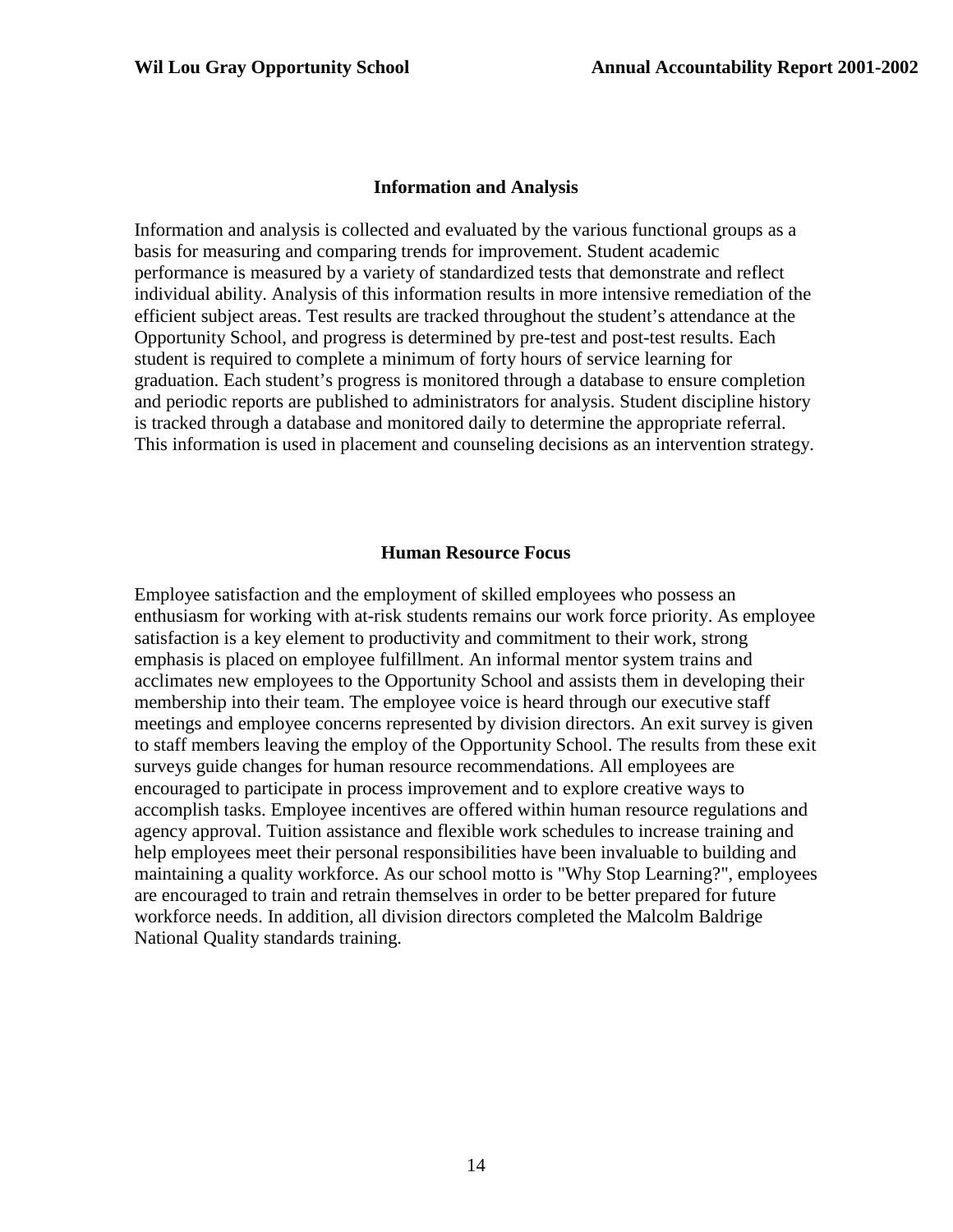## Information and Analysis

Information and analysis is collected and evaluated by the various functional groups as a basis for measuring and comparing trends for improvement. Student academic performance is measured by a variety of standardized tests that demonstrate and reflect individual ability. Analysis of this information results in more intensive remediation of the efficient subject areas. Test results are tracked throughout the student's attendance at the Opportunity School, and progress is determined by pre-test and post-test results. Each student is required to complete a minimum of forty hours of service learning for graduation. Each student's progress is monitored through a database to ensure completion and periodic reports are published to administrators for analysis. Student discipline history is tracked through a database and monitored daily to determine the appropriate referral. This information is used in placement and counseling decisions as an intervention strategy.

## Human Resource Focus

Employee satisfaction and the employment of skilled employees who possess an enthusiasm for working with at-risk students remains our work force priority. As employee satisfaction is a key element to productivity and commitment to their work, strong emphasis is placed on employee fulfillment. An informal mentor system trains and acclimates new employees to the Opportunity School and assists them in developing their membership into their team. The employee voice is heard through our executive staff meetings and employee concerns represented by division directors. An exit survey is given to staff members leaving the employ of the Opportunity School. The results from these exit surveys guide changes for human resource recommendations. All employees are encouraged to participate in process improvement and to explore creative ways to accomplish tasks. Employee incentives are offered within human resource regulations and agency approval. Tuition assistance and flexible work schedules to increase training and help employees meet their personal responsibilities have been invaluable to building and maintaining a quality workforce. As our school motto is "Why Stop Learning?", employees are encouraged to train and retrain themselves in order to be better prepared for future workforce needs. In addition, all division directors completed the Malcolm Baldrige National Quality standards training.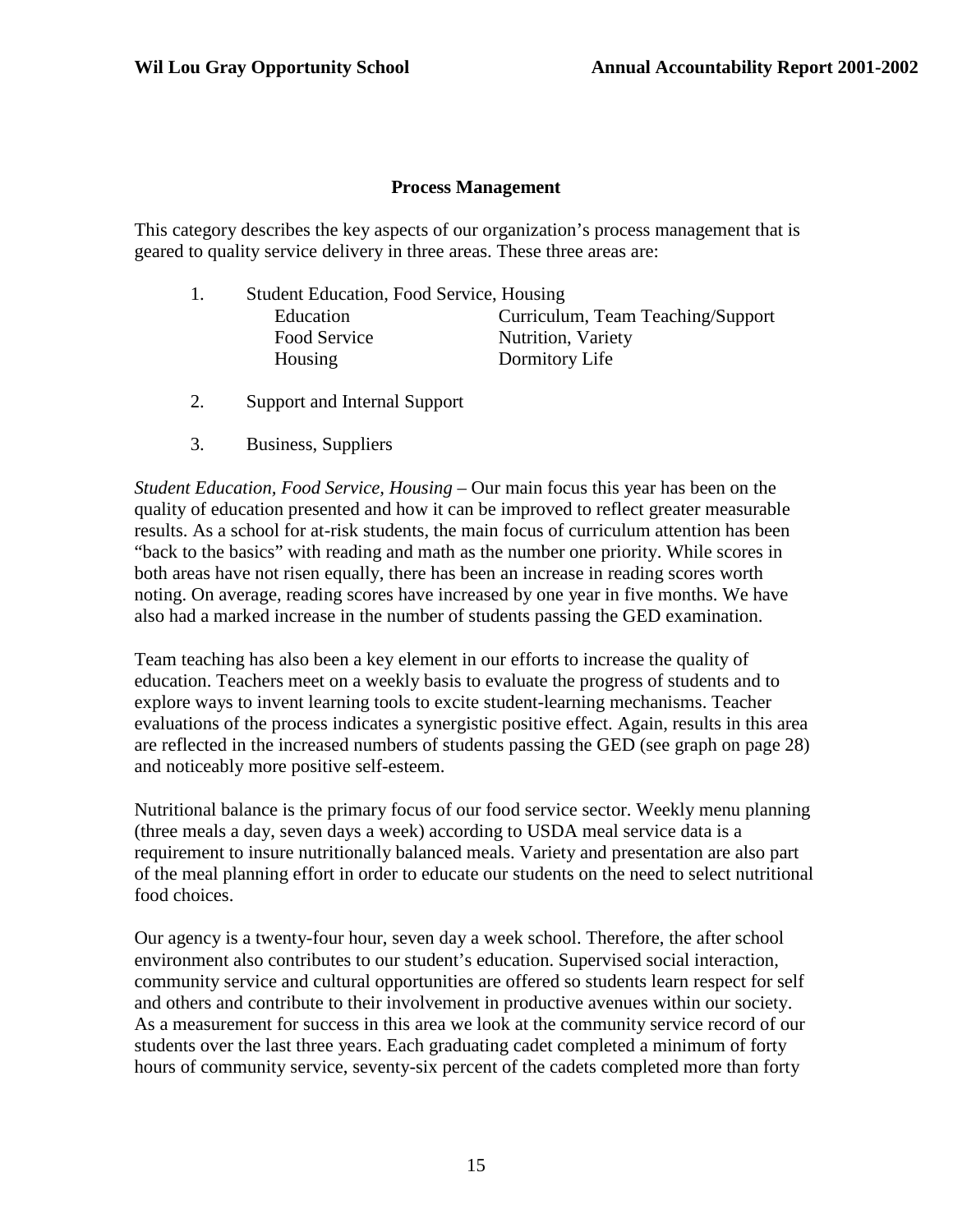## Process Management

This category describes the key aspects of our organization's process management that is geared to quality service delivery in three areas. These three areas are:

1. Student Education, Food Service, Housing

| | |
|---|---|
| Education | Curriculum, Team Teaching/Support |
| Food Service | Nutrition, Variety |
| Housing | Dormitory Life |

2. Support and Internal Support

3. Business, Suppliers

*Student Education, Food Service, Housing* – Our main focus this year has been on the quality of education presented and how it can be improved to reflect greater measurable results. As a school for at-risk students, the main focus of curriculum attention has been "back to the basics" with reading and math as the number one priority. While scores in both areas have not risen equally, there has been an increase in reading scores worth noting. On average, reading scores have increased by one year in five months. We have also had a marked increase in the number of students passing the GED examination.

Team teaching has also been a key element in our efforts to increase the quality of education. Teachers meet on a weekly basis to evaluate the progress of students and to explore ways to invent learning tools to excite student-learning mechanisms. Teacher evaluations of the process indicates a synergistic positive effect. Again, results in this area are reflected in the increased numbers of students passing the GED (see graph on page 28) and noticeably more positive self-esteem.

Nutritional balance is the primary focus of our food service sector. Weekly menu planning (three meals a day, seven days a week) according to USDA meal service data is a requirement to insure nutritionally balanced meals. Variety and presentation are also part of the meal planning effort in order to educate our students on the need to select nutritional food choices.

Our agency is a twenty-four hour, seven day a week school. Therefore, the after school environment also contributes to our student's education. Supervised social interaction, community service and cultural opportunities are offered so students learn respect for self and others and contribute to their involvement in productive avenues within our society. As a measurement for success in this area we look at the community service record of our students over the last three years. Each graduating cadet completed a minimum of forty hours of community service, seventy-six percent of the cadets completed more than forty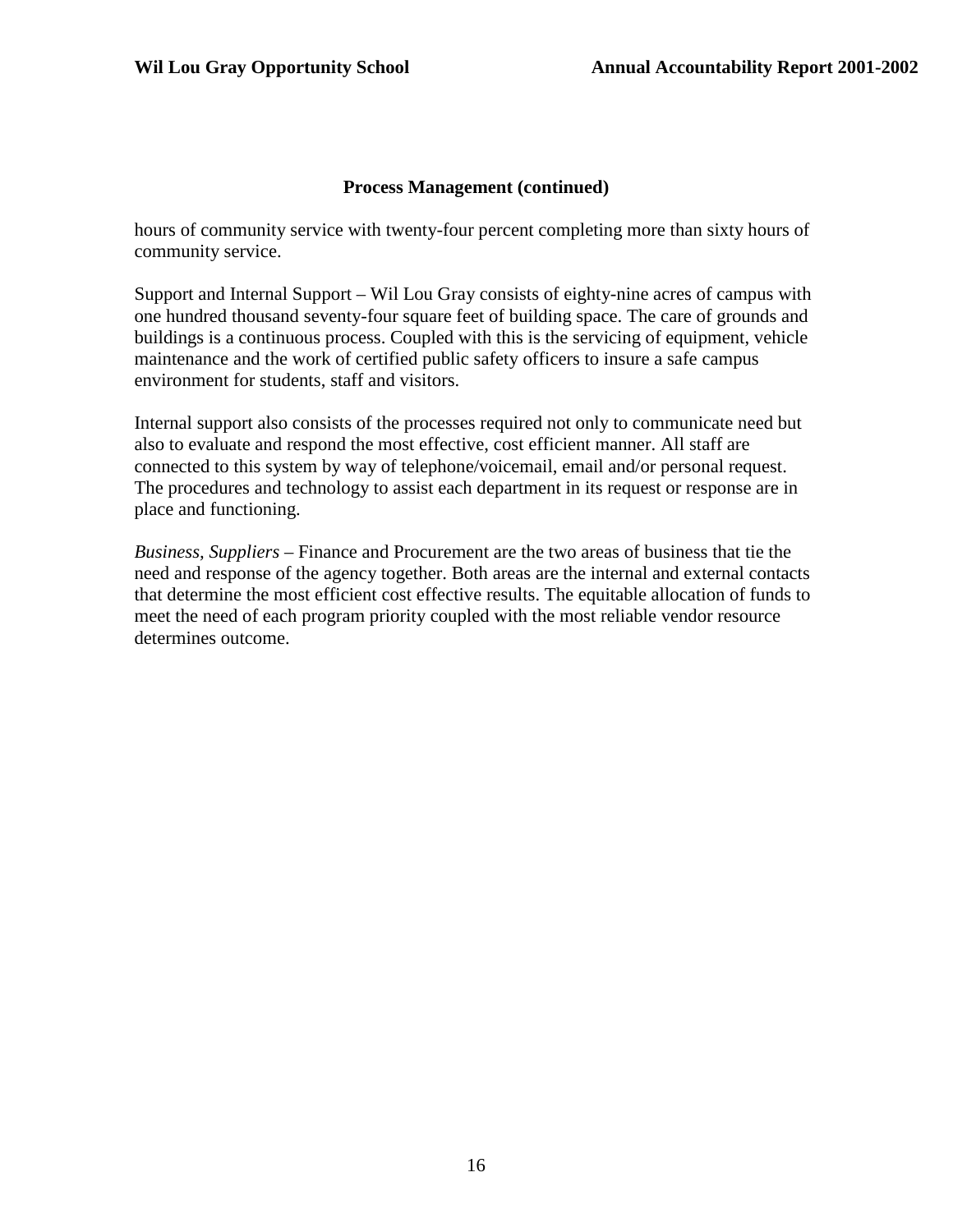**Process Management (continued)**

hours of community service with twenty-four percent completing more than sixty hours of community service.

Support and Internal Support – Wil Lou Gray consists of eighty-nine acres of campus with one hundred thousand seventy-four square feet of building space. The care of grounds and buildings is a continuous process. Coupled with this is the servicing of equipment, vehicle maintenance and the work of certified public safety officers to insure a safe campus environment for students, staff and visitors.

Internal support also consists of the processes required not only to communicate need but also to evaluate and respond the most effective, cost efficient manner. All staff are connected to this system by way of telephone/voicemail, email and/or personal request. The procedures and technology to assist each department in its request or response are in place and functioning.

*Business, Suppliers* – Finance and Procurement are the two areas of business that tie the need and response of the agency together. Both areas are the internal and external contacts that determine the most efficient cost effective results. The equitable allocation of funds to meet the need of each program priority coupled with the most reliable vendor resource determines outcome.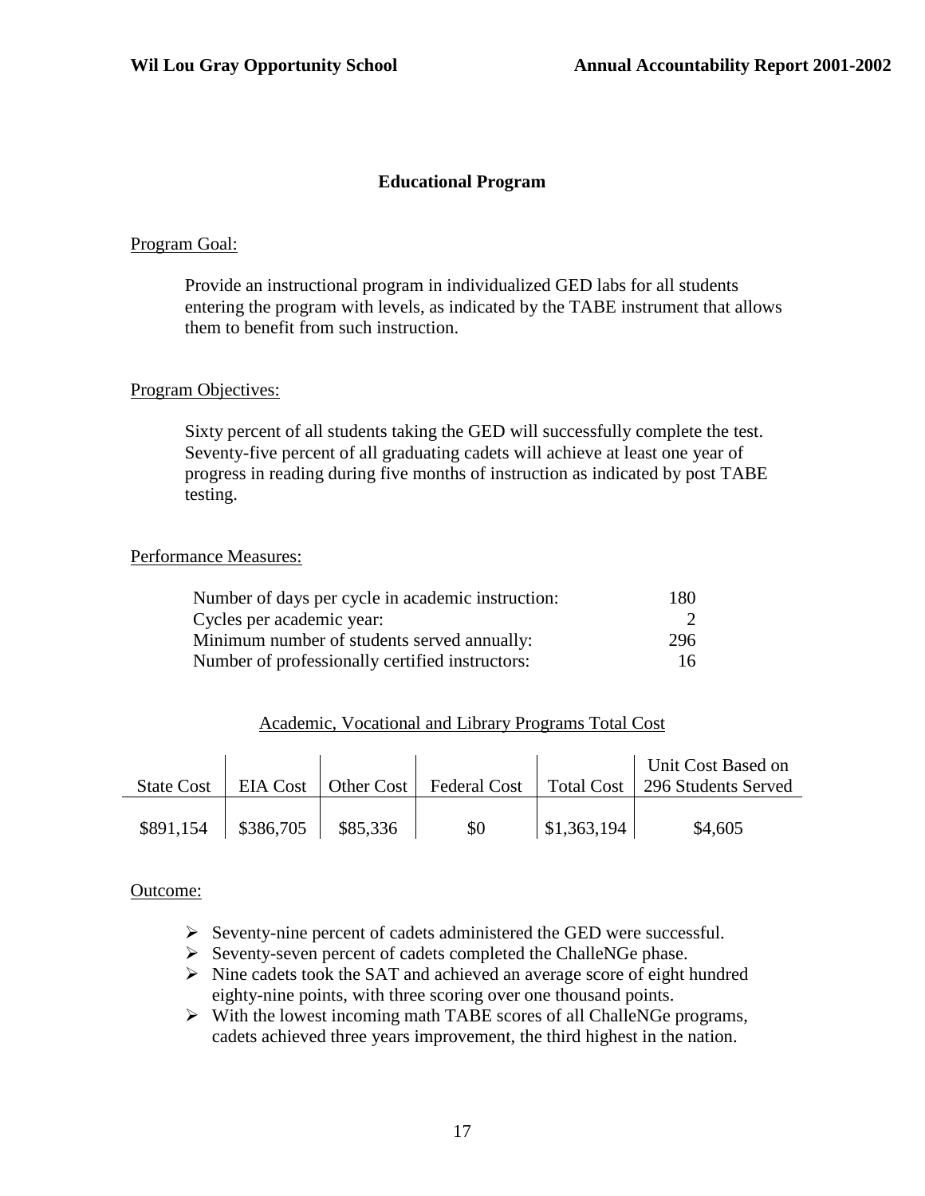## Educational Program

Program Goal:

Provide an instructional program in individualized GED labs for all students entering the program with levels, as indicated by the TABE instrument that allows them to benefit from such instruction.

Program Objectives:

Sixty percent of all students taking the GED will successfully complete the test. Seventy-five percent of all graduating cadets will achieve at least one year of progress in reading during five months of instruction as indicated by post TABE testing.

Performance Measures:

| | |
|---|---|
| Number of days per cycle in academic instruction: | 180 |
| Cycles per academic year: | 2 |
| Minimum number of students served annually: | 296 |
| Number of professionally certified instructors: | 16 |

Academic, Vocational and Library Programs Total Cost

| State Cost | EIA Cost | Other Cost | Federal Cost | Total Cost | Unit Cost Based on 296 Students Served |
|---|---|---|---|---|---|
| $891,154 | $386,705 | $85,336 | $0 | $1,363,194 | $4,605 |

Outcome:

- Seventy-nine percent of cadets administered the GED were successful.
- Seventy-seven percent of cadets completed the ChalleNGe phase.
- Nine cadets took the SAT and achieved an average score of eight hundred eighty-nine points, with three scoring over one thousand points.
- With the lowest incoming math TABE scores of all ChalleNGe programs, cadets achieved three years improvement, the third highest in the nation.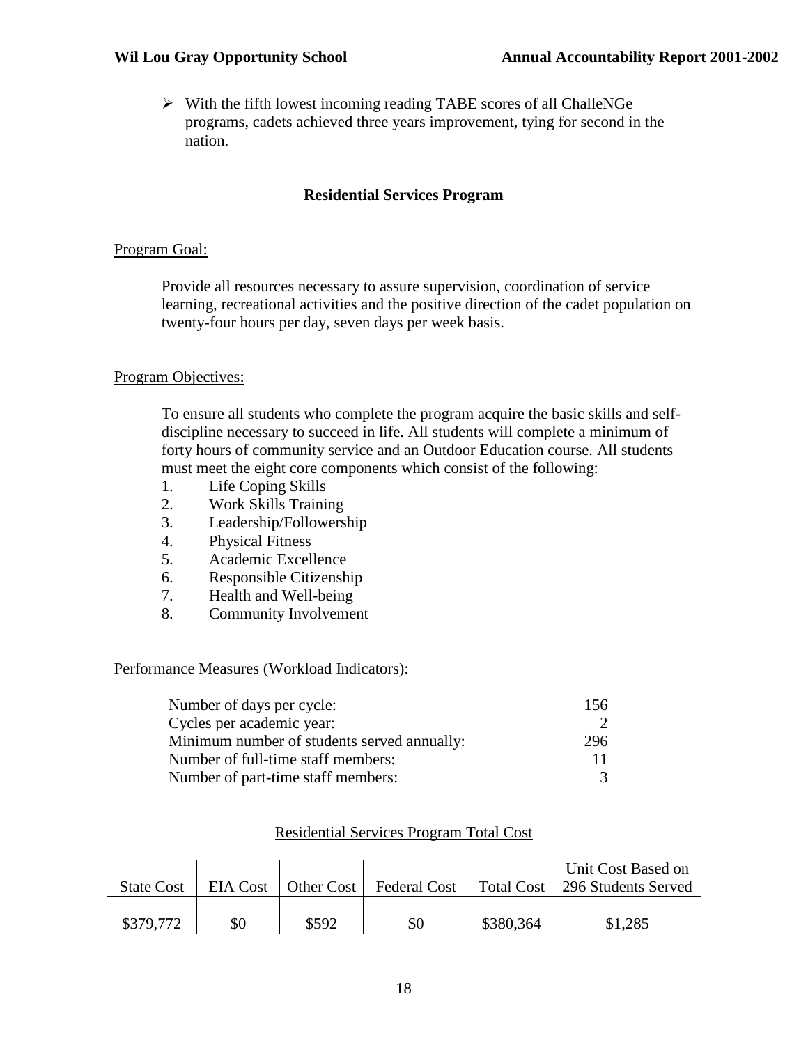- With the fifth lowest incoming reading TABE scores of all ChalleNGe programs, cadets achieved three years improvement, tying for second in the nation.

## Residential Services Program

Program Goal:

Provide all resources necessary to assure supervision, coordination of service learning, recreational activities and the positive direction of the cadet population on twenty-four hours per day, seven days per week basis.

Program Objectives:

To ensure all students who complete the program acquire the basic skills and self-discipline necessary to succeed in life. All students will complete a minimum of forty hours of community service and an Outdoor Education course. All students must meet the eight core components which consist of the following:

1. Life Coping Skills
2. Work Skills Training
3. Leadership/Followership
4. Physical Fitness
5. Academic Excellence
6. Responsible Citizenship
7. Health and Well-being
8. Community Involvement

Performance Measures (Workload Indicators):

| | |
|---|---|
| Number of days per cycle: | 156 |
| Cycles per academic year: | 2 |
| Minimum number of students served annually: | 296 |
| Number of full-time staff members: | 11 |
| Number of part-time staff members: | 3 |

Residential Services Program Total Cost

| State Cost | EIA Cost | Other Cost | Federal Cost | Total Cost | Unit Cost Based on 296 Students Served |
|---|---|---|---|---|---|
| $379,772 | $0 | $592 | $0 | $380,364 | $1,285 |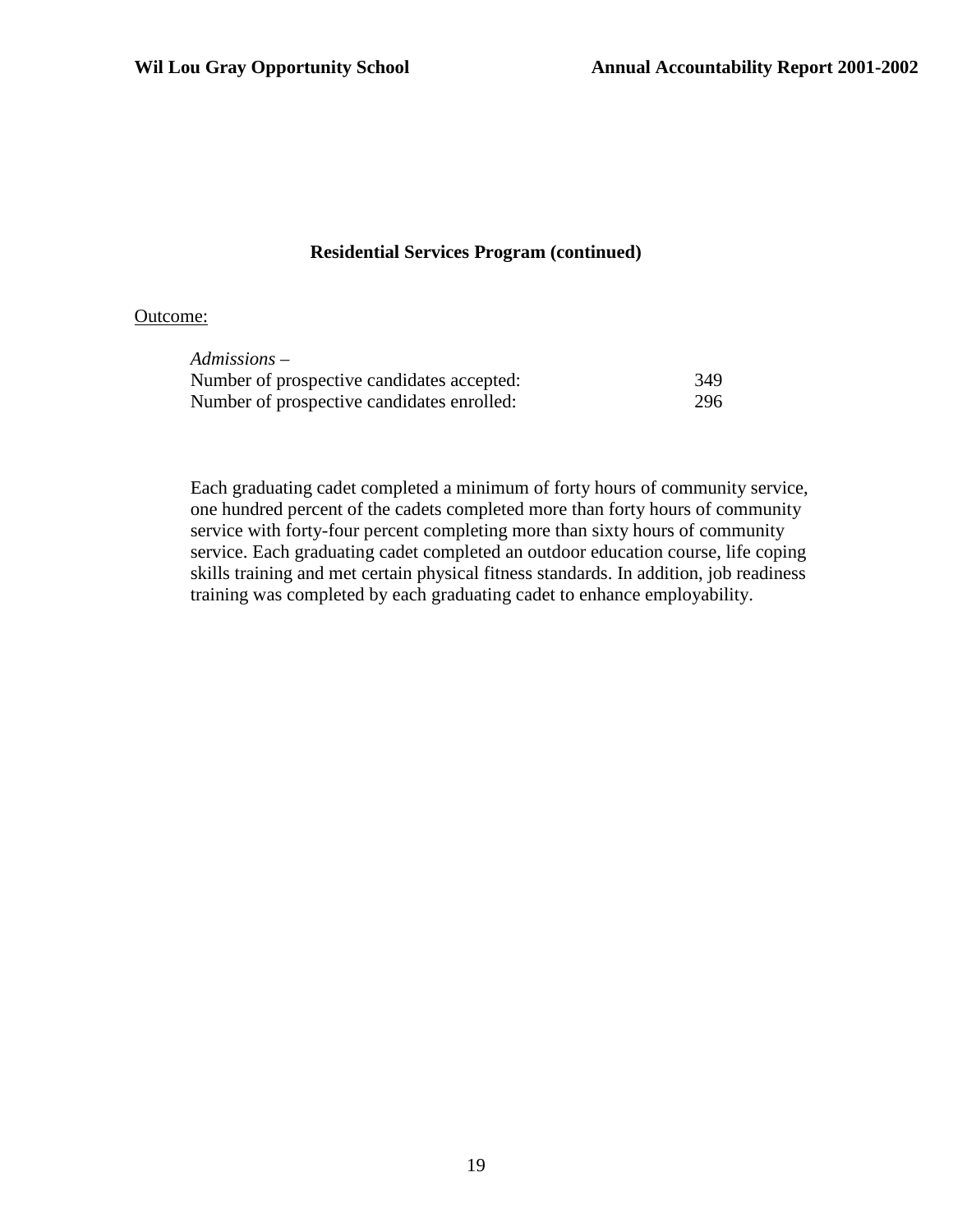## Residential Services Program (continued)

Outcome:

*Admissions* –

| | |
|---|---|
| Number of prospective candidates accepted: | 349 |
| Number of prospective candidates enrolled: | 296 |

Each graduating cadet completed a minimum of forty hours of community service, one hundred percent of the cadets completed more than forty hours of community service with forty-four percent completing more than sixty hours of community service. Each graduating cadet completed an outdoor education course, life coping skills training and met certain physical fitness standards. In addition, job readiness training was completed by each graduating cadet to enhance employability.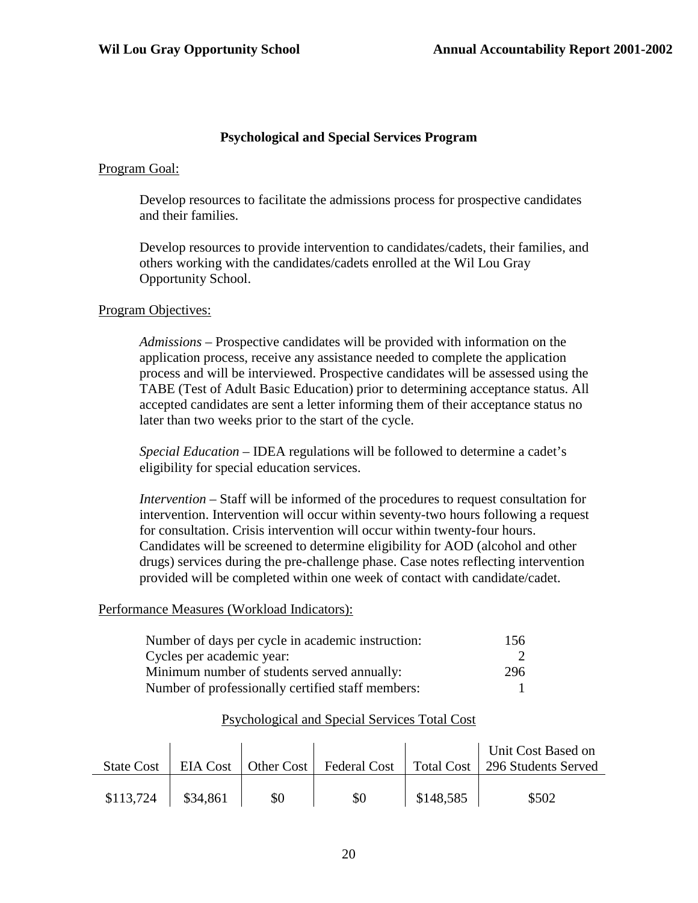## Psychological and Special Services Program

Program Goal:

Develop resources to facilitate the admissions process for prospective candidates and their families.

Develop resources to provide intervention to candidates/cadets, their families, and others working with the candidates/cadets enrolled at the Wil Lou Gray Opportunity School.

Program Objectives:

*Admissions* – Prospective candidates will be provided with information on the application process, receive any assistance needed to complete the application process and will be interviewed. Prospective candidates will be assessed using the TABE (Test of Adult Basic Education) prior to determining acceptance status. All accepted candidates are sent a letter informing them of their acceptance status no later than two weeks prior to the start of the cycle.

*Special Education* – IDEA regulations will be followed to determine a cadet's eligibility for special education services.

*Intervention* – Staff will be informed of the procedures to request consultation for intervention. Intervention will occur within seventy-two hours following a request for consultation. Crisis intervention will occur within twenty-four hours. Candidates will be screened to determine eligibility for AOD (alcohol and other drugs) services during the pre-challenge phase. Case notes reflecting intervention provided will be completed within one week of contact with candidate/cadet.

Performance Measures (Workload Indicators):

| | |
|---|---|
| Number of days per cycle in academic instruction: | 156 |
| Cycles per academic year: | 2 |
| Minimum number of students served annually: | 296 |
| Number of professionally certified staff members: | 1 |

Psychological and Special Services Total Cost

| State Cost | EIA Cost | Other Cost | Federal Cost | Total Cost | Unit Cost Based on 296 Students Served |
|---|---|---|---|---|---|
| $113,724 | $34,861 | $0 | $0 | $148,585 | $502 |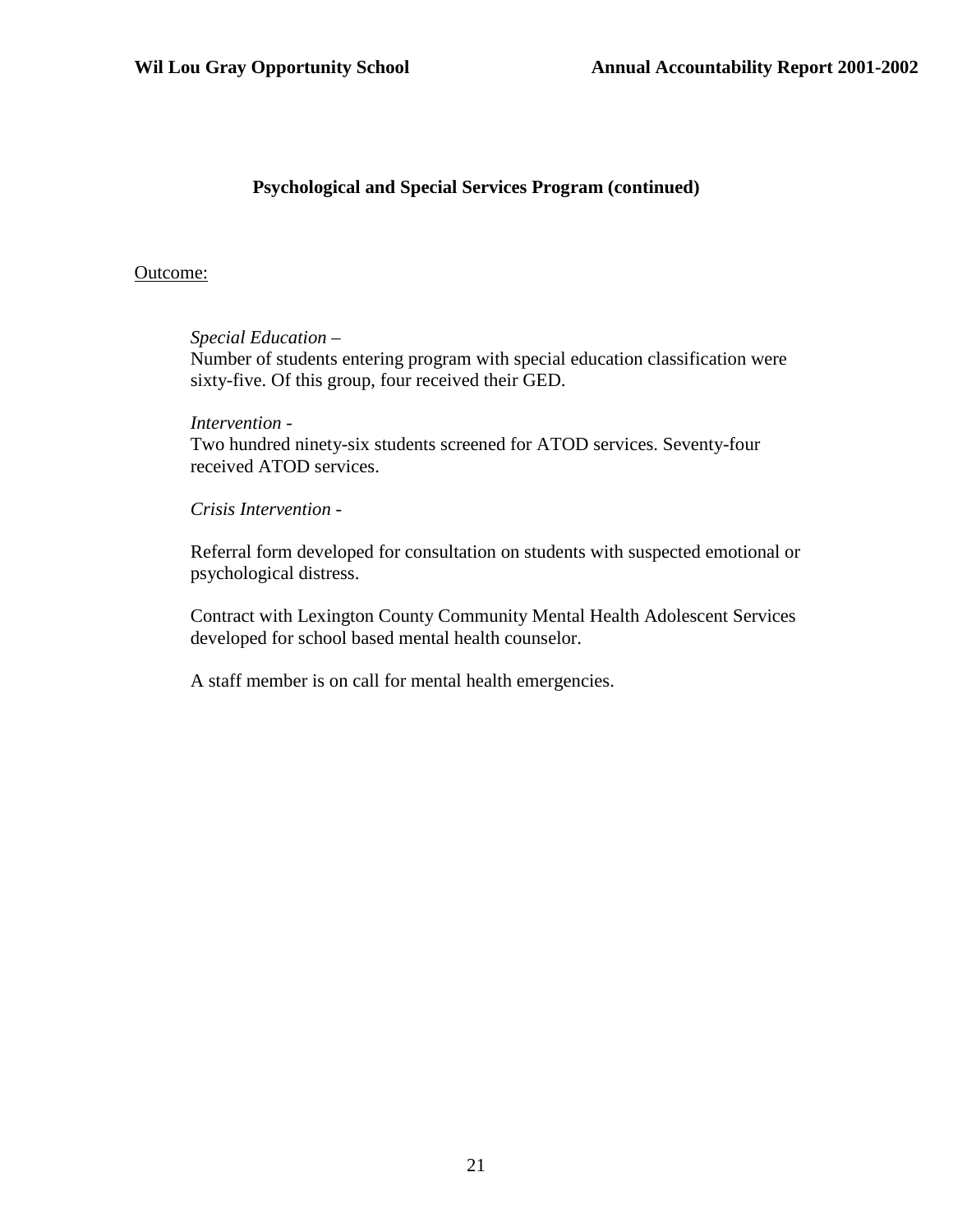## Psychological and Special Services Program (continued)

Outcome:

*Special Education* –
Number of students entering program with special education classification were sixty-five. Of this group, four received their GED.

*Intervention* -
Two hundred ninety-six students screened for ATOD services. Seventy-four received ATOD services.

*Crisis Intervention* -

Referral form developed for consultation on students with suspected emotional or psychological distress.

Contract with Lexington County Community Mental Health Adolescent Services developed for school based mental health counselor.

A staff member is on call for mental health emergencies.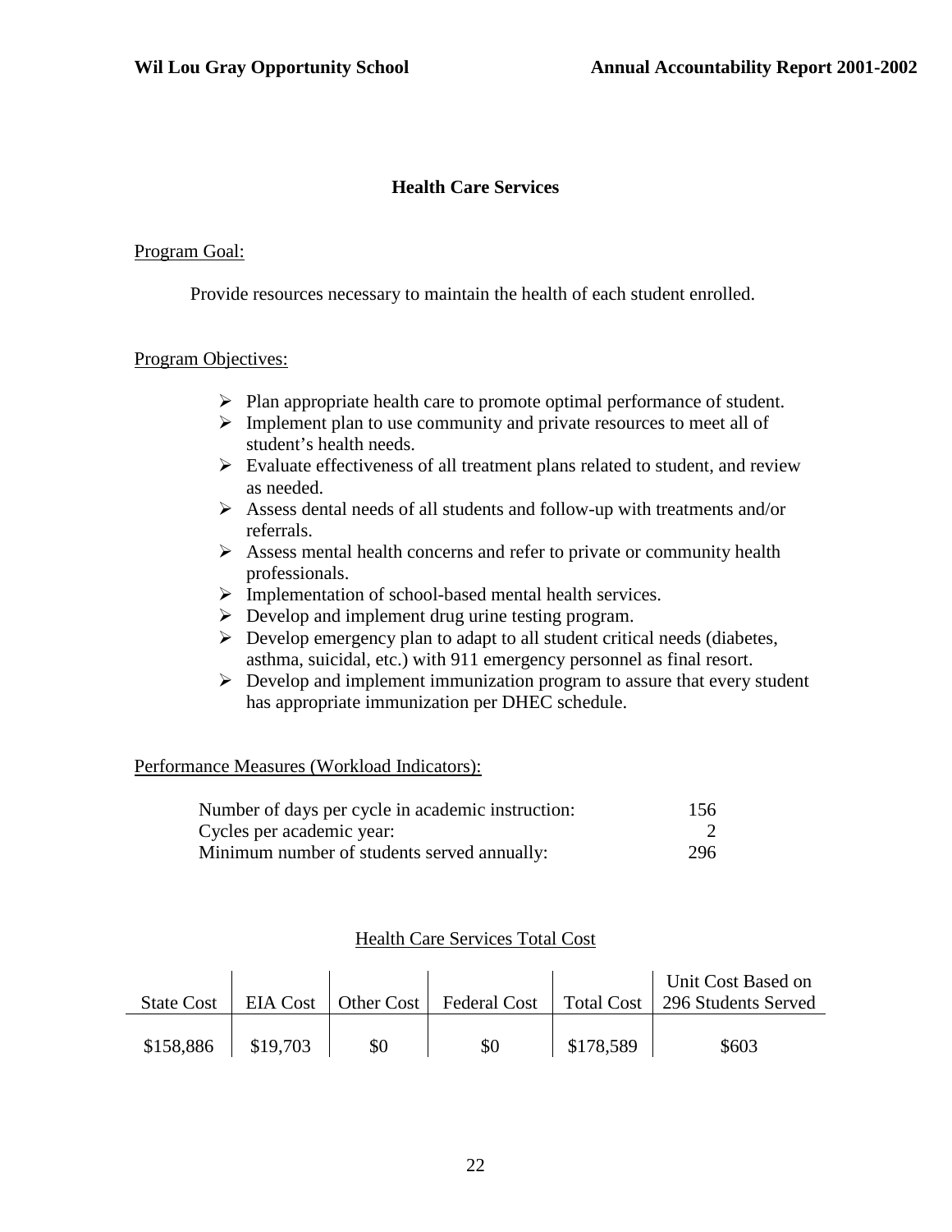## Health Care Services

Program Goal:

Provide resources necessary to maintain the health of each student enrolled.

Program Objectives:

- Plan appropriate health care to promote optimal performance of student.
- Implement plan to use community and private resources to meet all of student's health needs.
- Evaluate effectiveness of all treatment plans related to student, and review as needed.
- Assess dental needs of all students and follow-up with treatments and/or referrals.
- Assess mental health concerns and refer to private or community health professionals.
- Implementation of school-based mental health services.
- Develop and implement drug urine testing program.
- Develop emergency plan to adapt to all student critical needs (diabetes, asthma, suicidal, etc.) with 911 emergency personnel as final resort.
- Develop and implement immunization program to assure that every student has appropriate immunization per DHEC schedule.

Performance Measures (Workload Indicators):

| | |
|---|---|
| Number of days per cycle in academic instruction: | 156 |
| Cycles per academic year: | 2 |
| Minimum number of students served annually: | 296 |

Health Care Services Total Cost

| State Cost | EIA Cost | Other Cost | Federal Cost | Total Cost | Unit Cost Based on 296 Students Served |
|---|---|---|---|---|---|
| $158,886 | $19,703 | $0 | $0 | $178,589 | $603 |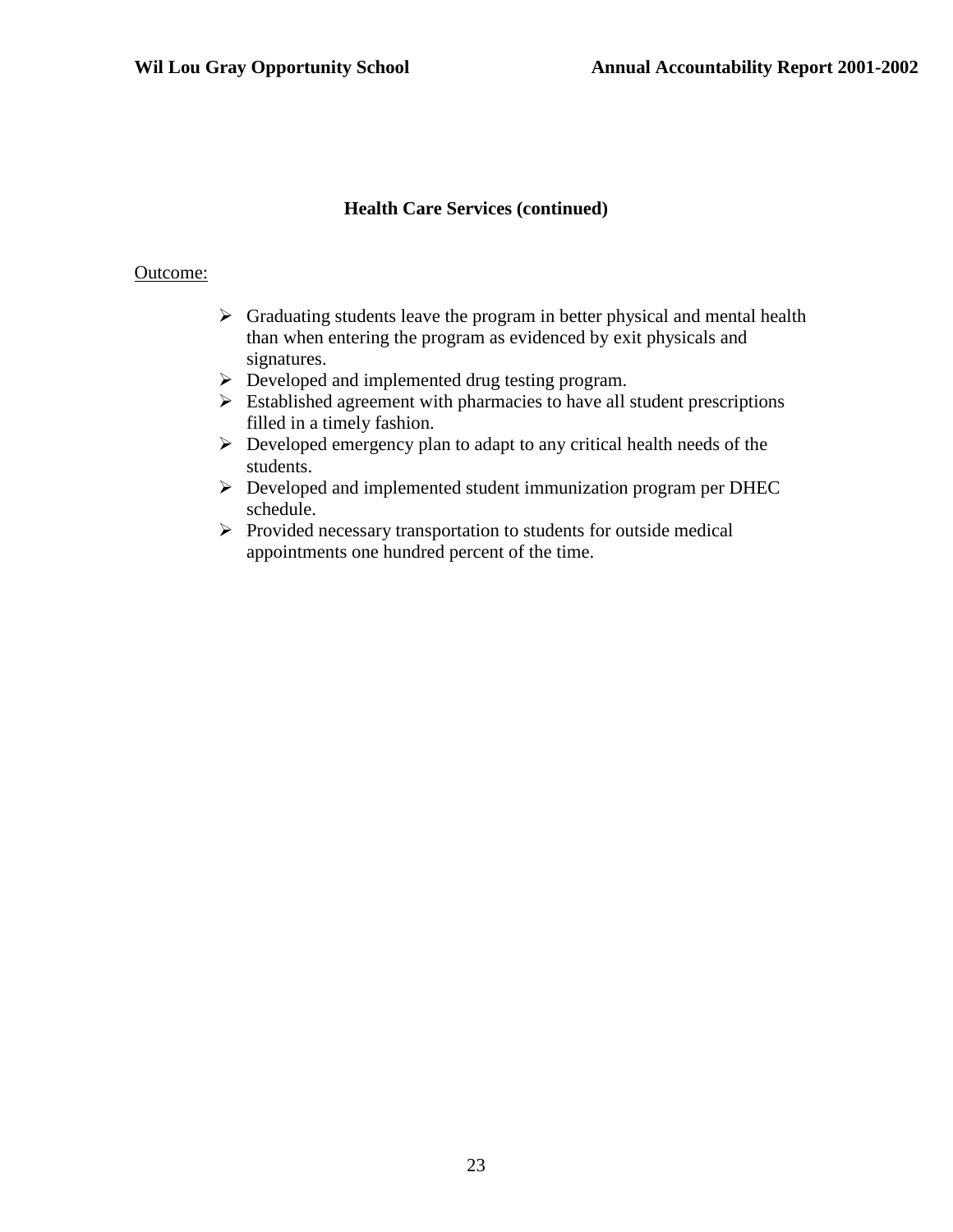## Health Care Services (continued)

Outcome:

- Graduating students leave the program in better physical and mental health than when entering the program as evidenced by exit physicals and signatures.
- Developed and implemented drug testing program.
- Established agreement with pharmacies to have all student prescriptions filled in a timely fashion.
- Developed emergency plan to adapt to any critical health needs of the students.
- Developed and implemented student immunization program per DHEC schedule.
- Provided necessary transportation to students for outside medical appointments one hundred percent of the time.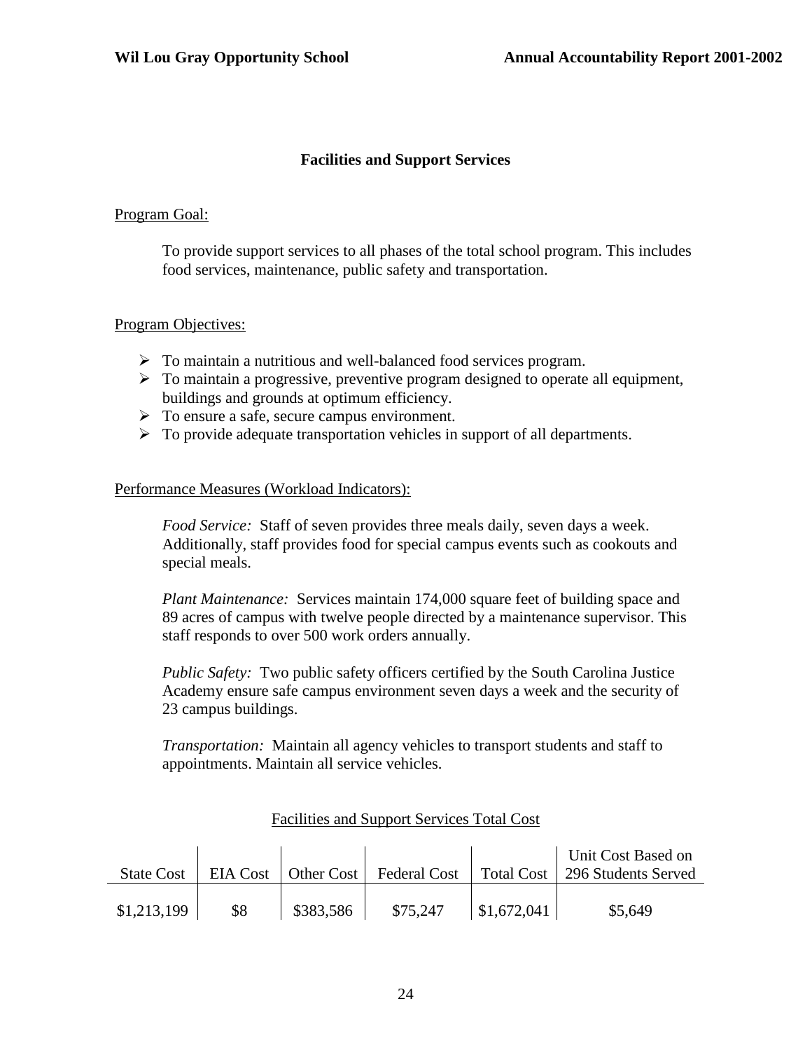## Facilities and Support Services

<u>Program Goal:</u>

To provide support services to all phases of the total school program. This includes food services, maintenance, public safety and transportation.

<u>Program Objectives:</u>

- To maintain a nutritious and well-balanced food services program.
- To maintain a progressive, preventive program designed to operate all equipment, buildings and grounds at optimum efficiency.
- To ensure a safe, secure campus environment.
- To provide adequate transportation vehicles in support of all departments.

<u>Performance Measures (Workload Indicators):</u>

*Food Service:* Staff of seven provides three meals daily, seven days a week. Additionally, staff provides food for special campus events such as cookouts and special meals.

*Plant Maintenance:* Services maintain 174,000 square feet of building space and 89 acres of campus with twelve people directed by a maintenance supervisor. This staff responds to over 500 work orders annually.

*Public Safety:* Two public safety officers certified by the South Carolina Justice Academy ensure safe campus environment seven days a week and the security of 23 campus buildings.

*Transportation:* Maintain all agency vehicles to transport students and staff to appointments. Maintain all service vehicles.

<u>Facilities and Support Services Total Cost</u>

| State Cost | EIA Cost | Other Cost | Federal Cost | Total Cost | Unit Cost Based on 296 Students Served |
|---|---|---|---|---|---|
| $1,213,199 | $8 | $383,586 | $75,247 | $1,672,041 | $5,649 |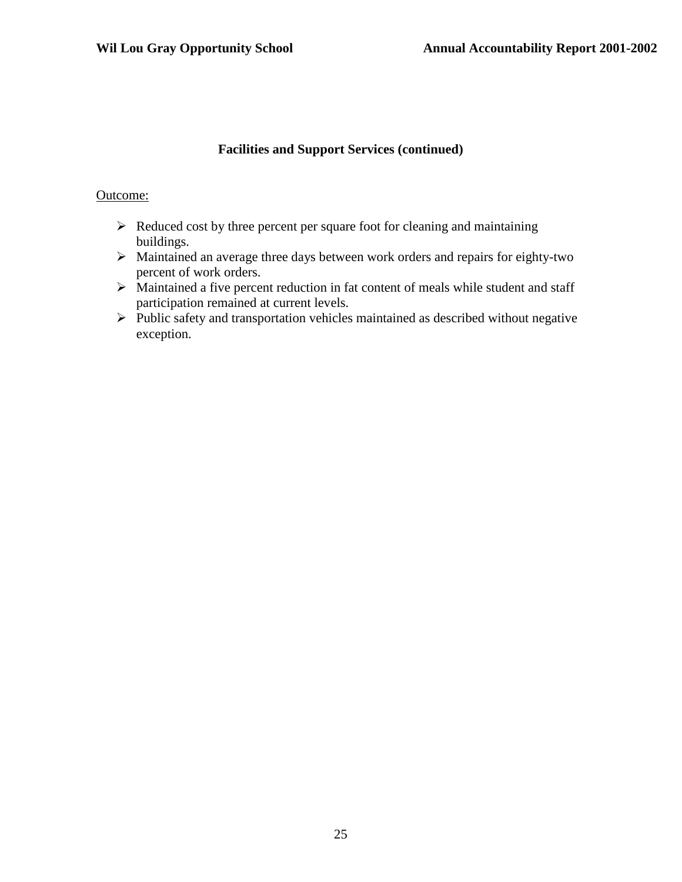### Facilities and Support Services (continued)

Outcome:

- Reduced cost by three percent per square foot for cleaning and maintaining buildings.
- Maintained an average three days between work orders and repairs for eighty-two percent of work orders.
- Maintained a five percent reduction in fat content of meals while student and staff participation remained at current levels.
- Public safety and transportation vehicles maintained as described without negative exception.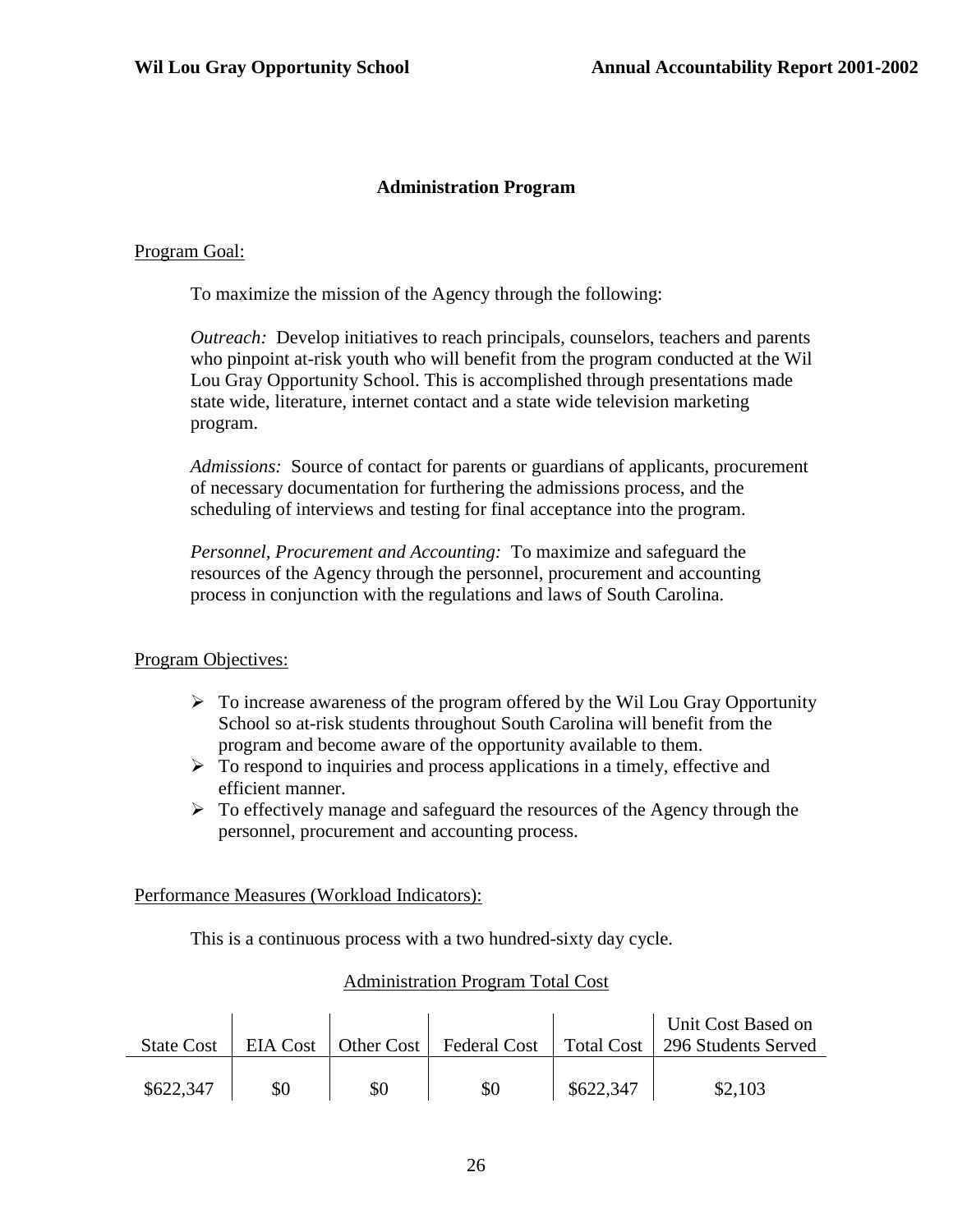## Administration Program

Program Goal:

To maximize the mission of the Agency through the following:

*Outreach:* Develop initiatives to reach principals, counselors, teachers and parents who pinpoint at-risk youth who will benefit from the program conducted at the Wil Lou Gray Opportunity School. This is accomplished through presentations made state wide, literature, internet contact and a state wide television marketing program.

*Admissions:* Source of contact for parents or guardians of applicants, procurement of necessary documentation for furthering the admissions process, and the scheduling of interviews and testing for final acceptance into the program.

*Personnel, Procurement and Accounting:* To maximize and safeguard the resources of the Agency through the personnel, procurement and accounting process in conjunction with the regulations and laws of South Carolina.

Program Objectives:

- To increase awareness of the program offered by the Wil Lou Gray Opportunity School so at-risk students throughout South Carolina will benefit from the program and become aware of the opportunity available to them.
- To respond to inquiries and process applications in a timely, effective and efficient manner.
- To effectively manage and safeguard the resources of the Agency through the personnel, procurement and accounting process.

Performance Measures (Workload Indicators):

This is a continuous process with a two hundred-sixty day cycle.

Administration Program Total Cost

| State Cost | EIA Cost | Other Cost | Federal Cost | Total Cost | Unit Cost Based on 296 Students Served |
|---|---|---|---|---|---|
| $622,347 | $0 | $0 | $0 | $622,347 | $2,103 |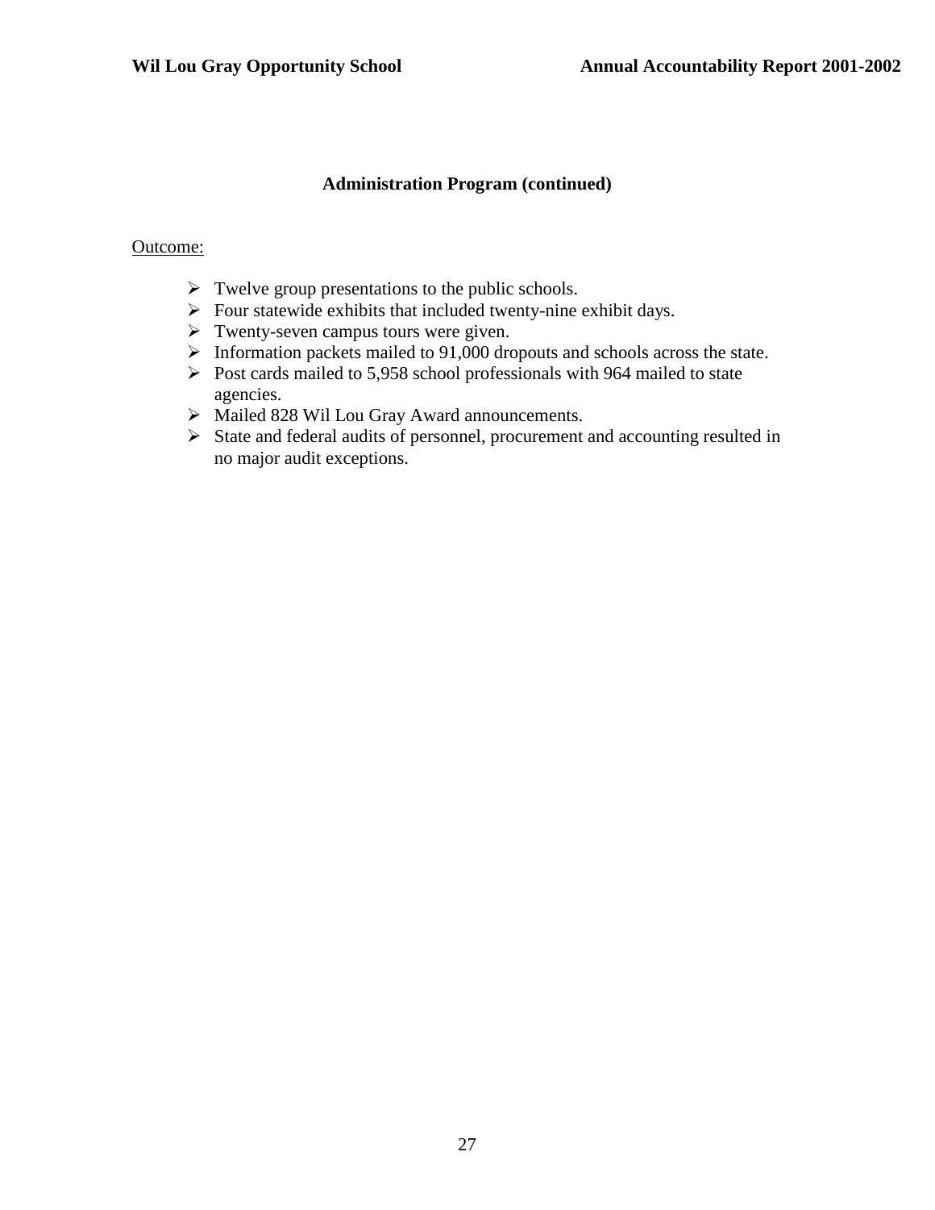## Administration Program (continued)

Outcome:

- Twelve group presentations to the public schools.
- Four statewide exhibits that included twenty-nine exhibit days.
- Twenty-seven campus tours were given.
- Information packets mailed to 91,000 dropouts and schools across the state.
- Post cards mailed to 5,958 school professionals with 964 mailed to state agencies.
- Mailed 828 Wil Lou Gray Award announcements.
- State and federal audits of personnel, procurement and accounting resulted in no major audit exceptions.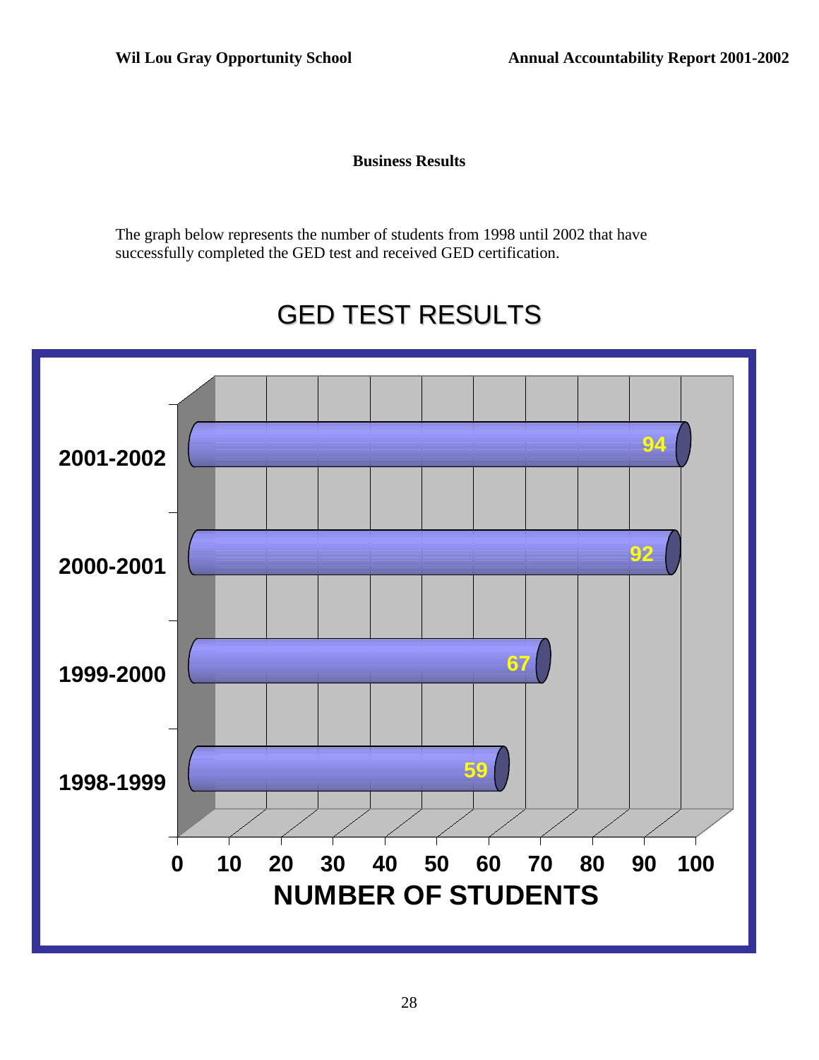## Business Results

The graph below represents the number of students from 1998 until 2002 that have successfully completed the GED test and received GED certification.

### GED TEST RESULTS

| Year | Number of Students |
|---|---|
| 2001-2002 | 94 |
| 2000-2001 | 92 |
| 1999-2000 | 67 |
| 1998-1999 | 59 |

NUMBER OF STUDENTS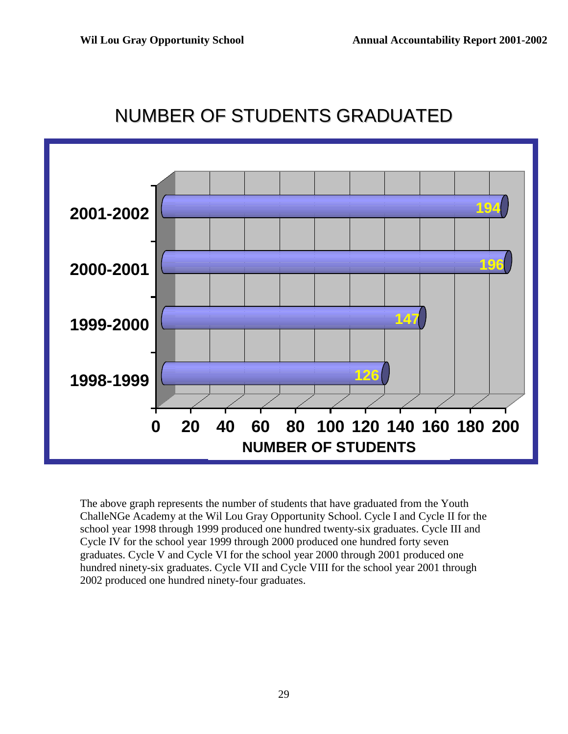# NUMBER OF STUDENTS GRADUATED

| School Year | Number of Students |
| --- | --- |
| 2001-2002 | 194 |
| 2000-2001 | 196 |
| 1999-2000 | 147 |
| 1998-1999 | 126 |

NUMBER OF STUDENTS

The above graph represents the number of students that have graduated from the Youth ChalleNGe Academy at the Wil Lou Gray Opportunity School. Cycle I and Cycle II for the school year 1998 through 1999 produced one hundred twenty-six graduates. Cycle III and Cycle IV for the school year 1999 through 2000 produced one hundred forty seven graduates. Cycle V and Cycle VI for the school year 2000 through 2001 produced one hundred ninety-six graduates. Cycle VII and Cycle VIII for the school year 2001 through 2002 produced one hundred ninety-four graduates.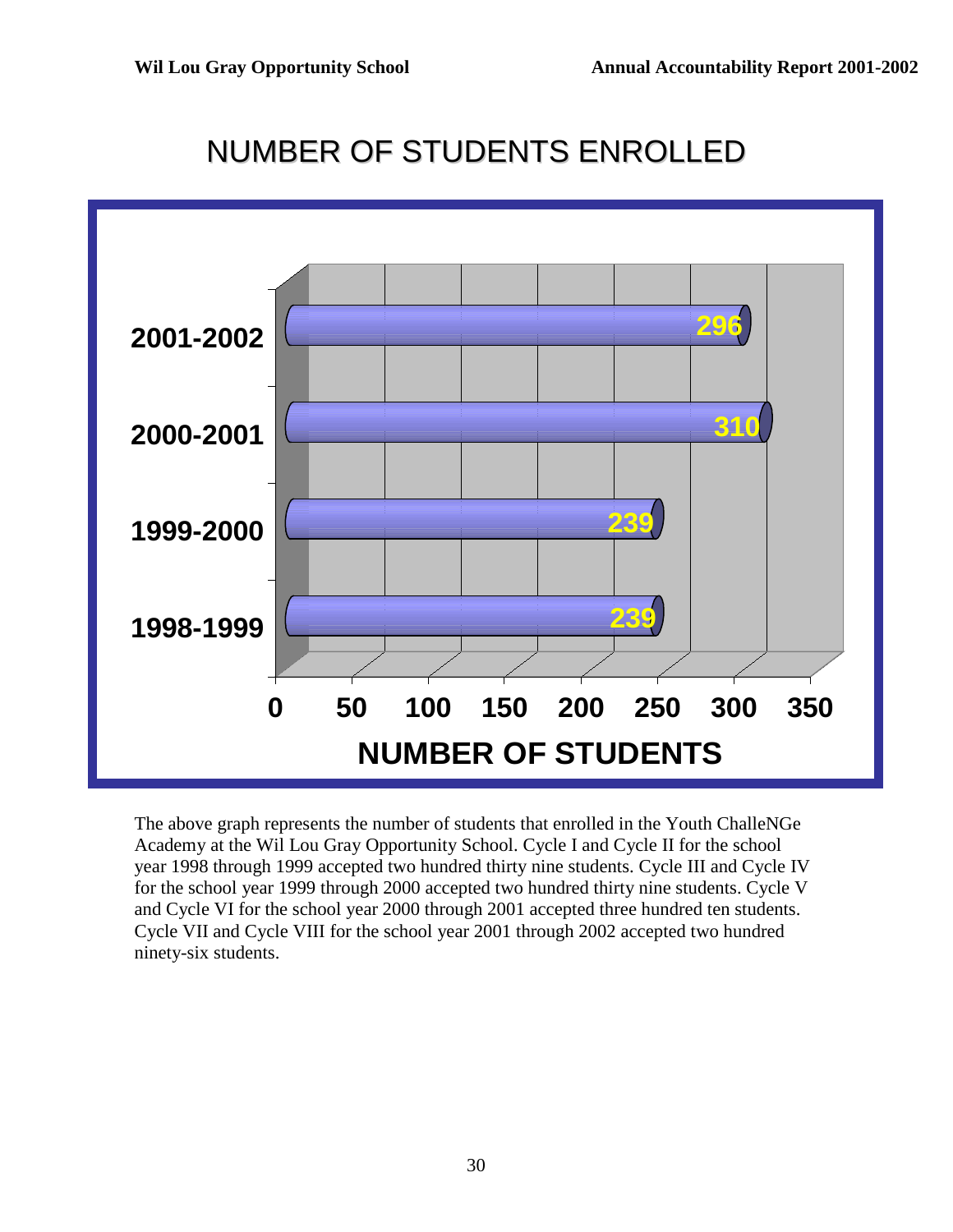# NUMBER OF STUDENTS ENROLLED

| School Year | Number of Students |
|---|---|
| 2001-2002 | 296 |
| 2000-2001 | 310 |
| 1999-2000 | 239 |
| 1998-1999 | 239 |

The above graph represents the number of students that enrolled in the Youth ChalleNGe Academy at the Wil Lou Gray Opportunity School. Cycle I and Cycle II for the school year 1998 through 1999 accepted two hundred thirty nine students. Cycle III and Cycle IV for the school year 1999 through 2000 accepted two hundred thirty nine students. Cycle V and Cycle VI for the school year 2000 through 2001 accepted three hundred ten students. Cycle VII and Cycle VIII for the school year 2001 through 2002 accepted two hundred ninety-six students.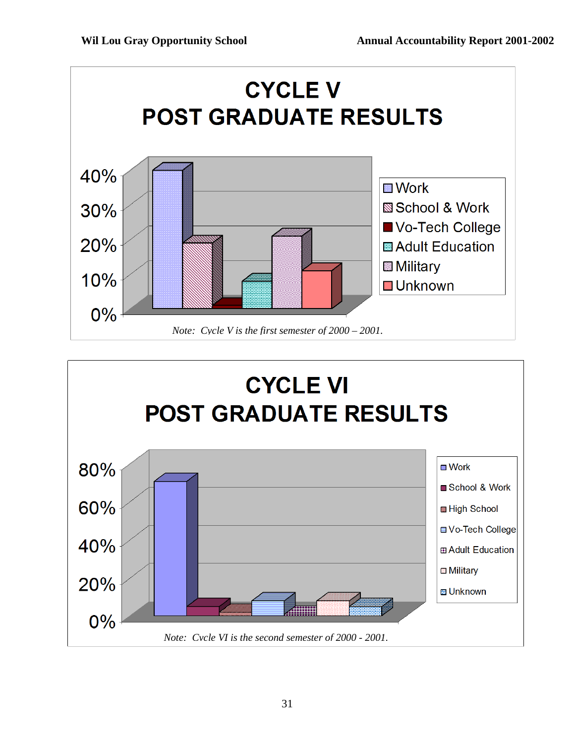# CYCLE V
## POST GRADUATE RESULTS

40%
30%
20%
10%
0%

- Work
- School & Work
- Vo-Tech College
- Adult Education
- Military
- Unknown

*Note: Cycle V is the first semester of 2000 – 2001.*

# CYCLE VI
## POST GRADUATE RESULTS

80%
60%
40%
20%
0%

- Work
- School & Work
- High School
- Vo-Tech College
- Adult Education
- Military
- Unknown

*Note: Cvcle VI is the second semester of 2000 - 2001.*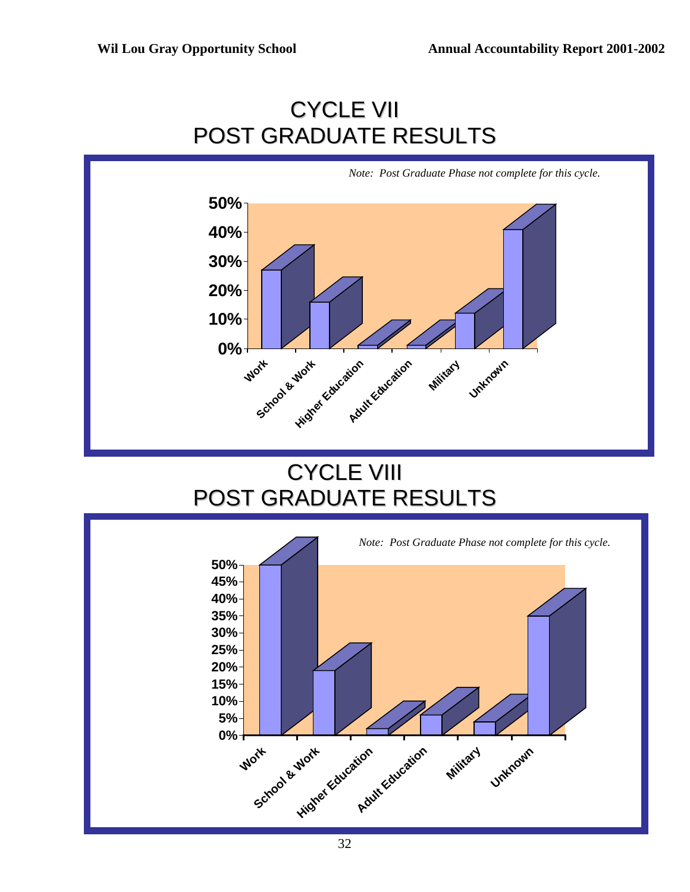# CYCLE VII
# POST GRADUATE RESULTS

*Note: Post Graduate Phase not complete for this cycle.*

50%
40%
30%
20%
10%
0%

Work
School & Work
Higher Education
Adult Education
Military
Unknown

# CYCLE VIII
# POST GRADUATE RESULTS

*Note: Post Graduate Phase not complete for this cycle.*

50%
45%
40%
35%
30%
25%
20%
15%
10%
5%
0%

Work
School & Work
Higher Education
Adult Education
Military
Unknown